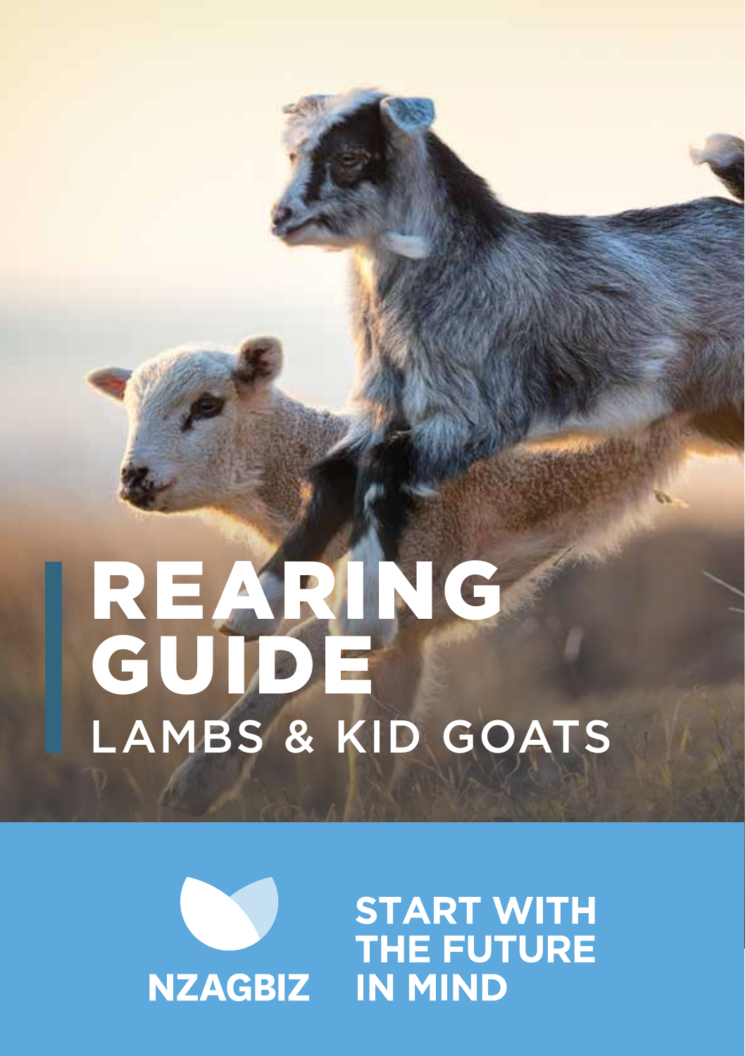# REARING GUIDE
## LAMBS & KID GOATS

NZAGBIZ

**START WITH THE FUTURE IN MIND**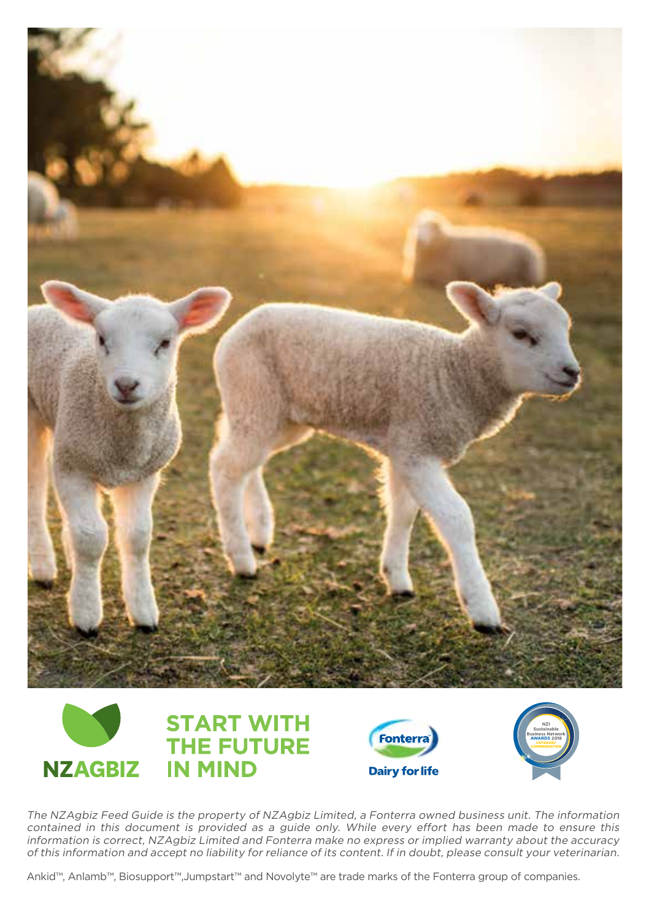**START WITH THE FUTURE IN MIND**

*The NZAgbiz Feed Guide is the property of NZAgbiz Limited, a Fonterra owned business unit. The information contained in this document is provided as a guide only. While every effort has been made to ensure this information is correct, NZAgbiz Limited and Fonterra make no express or implied warranty about the accuracy of this information and accept no liability for reliance of its content. If in doubt, please consult your veterinarian.*

Ankid™, Anlamb™, Biosupport™,Jumpstart™ and Novolyte™ are trade marks of the Fonterra group of companies.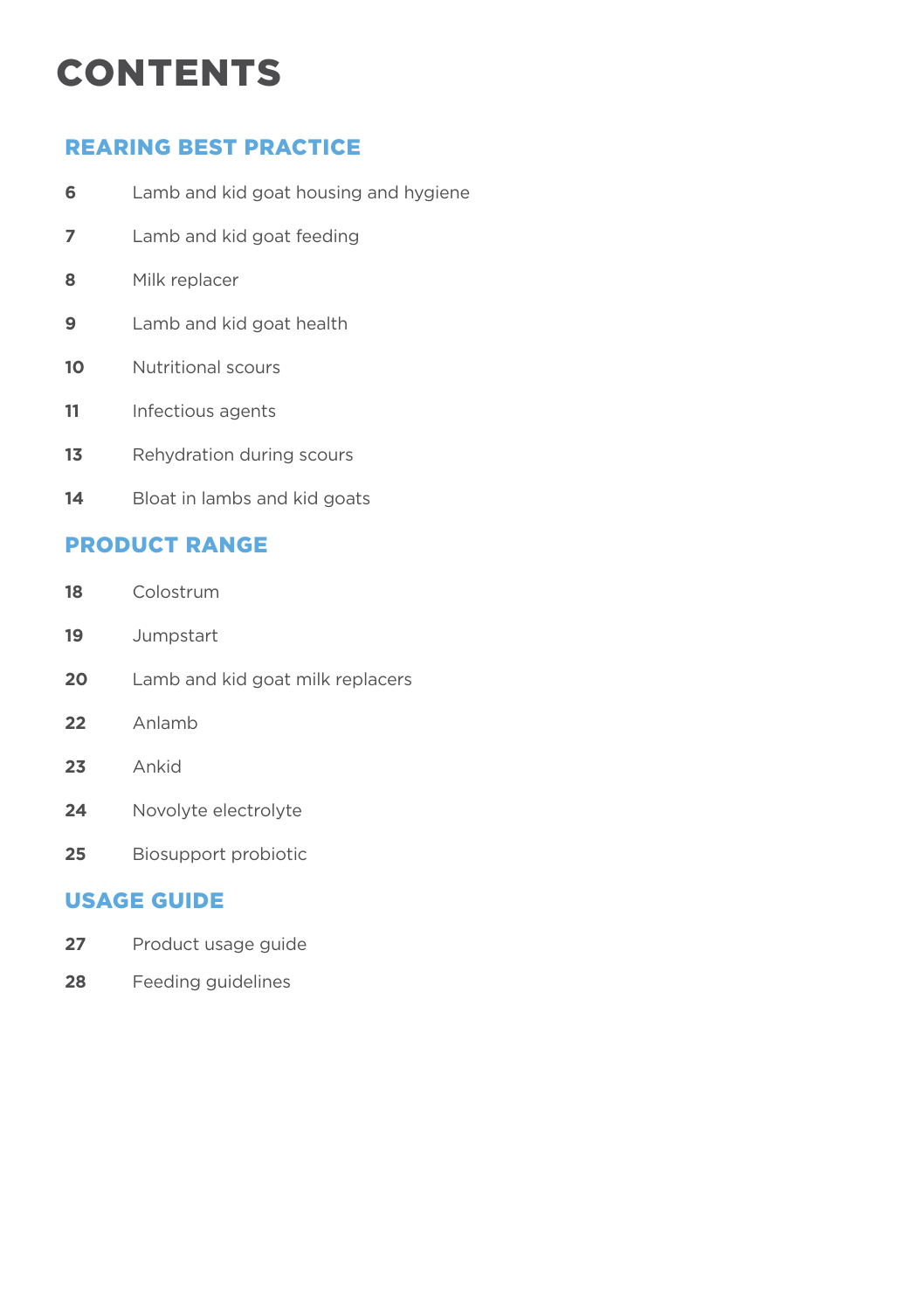# CONTENTS

## REARING BEST PRACTICE

**6** Lamb and kid goat housing and hygiene

**7** Lamb and kid goat feeding

**8** Milk replacer

**9** Lamb and kid goat health

**10** Nutritional scours

**11** Infectious agents

**13** Rehydration during scours

**14** Bloat in lambs and kid goats

## PRODUCT RANGE

**18** Colostrum

**19** Jumpstart

**20** Lamb and kid goat milk replacers

**22** Anlamb

**23** Ankid

**24** Novolyte electrolyte

**25** Biosupport probiotic

## USAGE GUIDE

**27** Product usage guide

**28** Feeding guidelines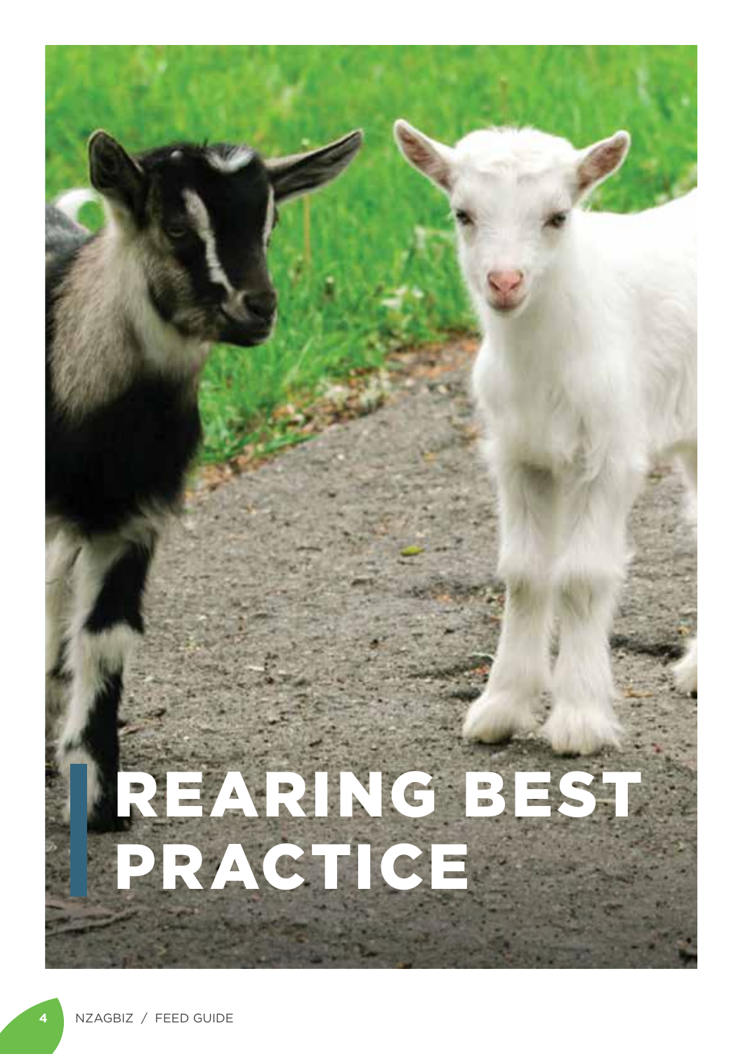# REARING BEST PRACTICE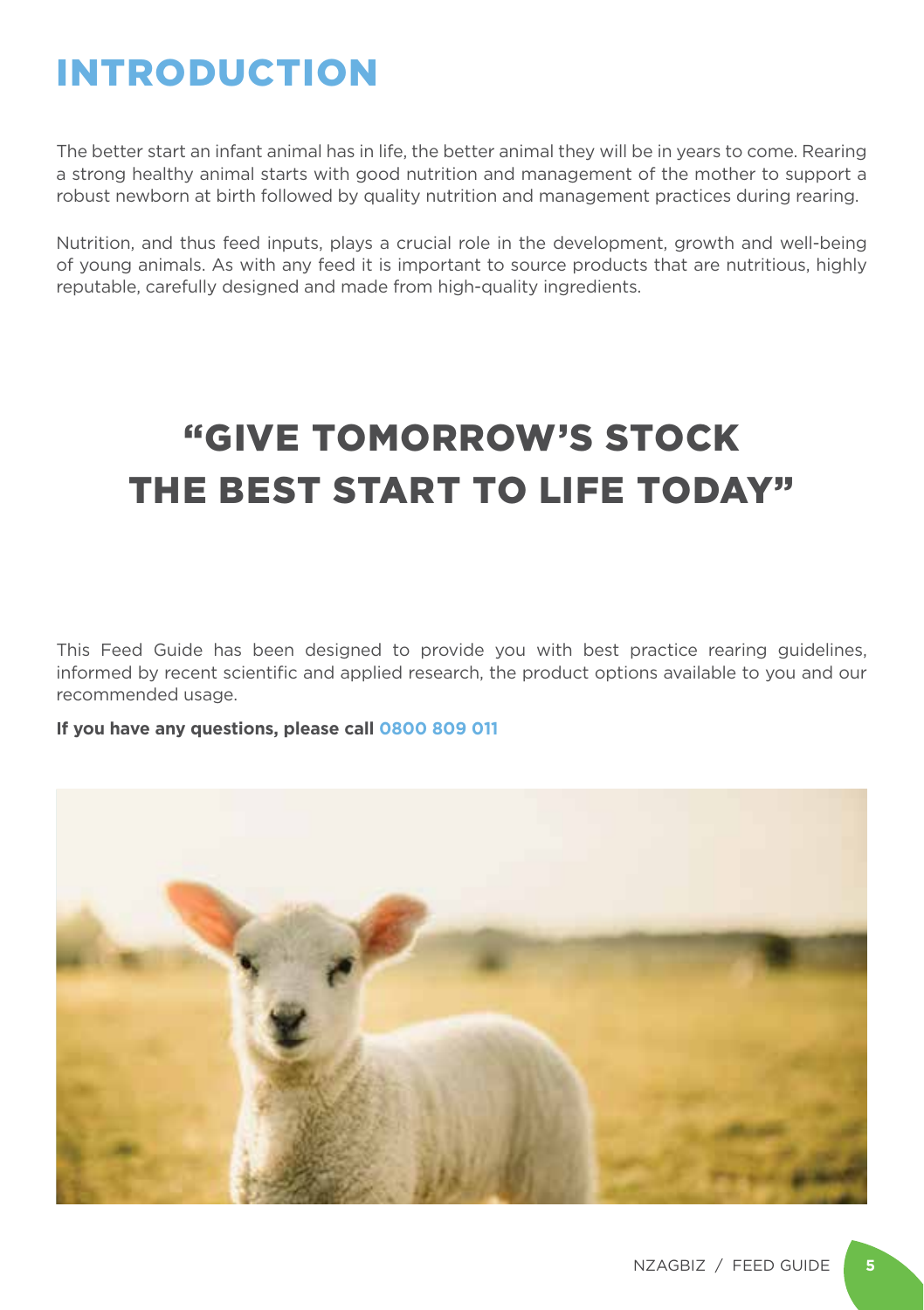# INTRODUCTION

The better start an infant animal has in life, the better animal they will be in years to come. Rearing a strong healthy animal starts with good nutrition and management of the mother to support a robust newborn at birth followed by quality nutrition and management practices during rearing.

Nutrition, and thus feed inputs, plays a crucial role in the development, growth and well-being of young animals. As with any feed it is important to source products that are nutritious, highly reputable, carefully designed and made from high-quality ingredients.

## "GIVE TOMORROW'S STOCK THE BEST START TO LIFE TODAY"

This Feed Guide has been designed to provide you with best practice rearing guidelines, informed by recent scientific and applied research, the product options available to you and our recommended usage.

**If you have any questions, please call 0800 809 011**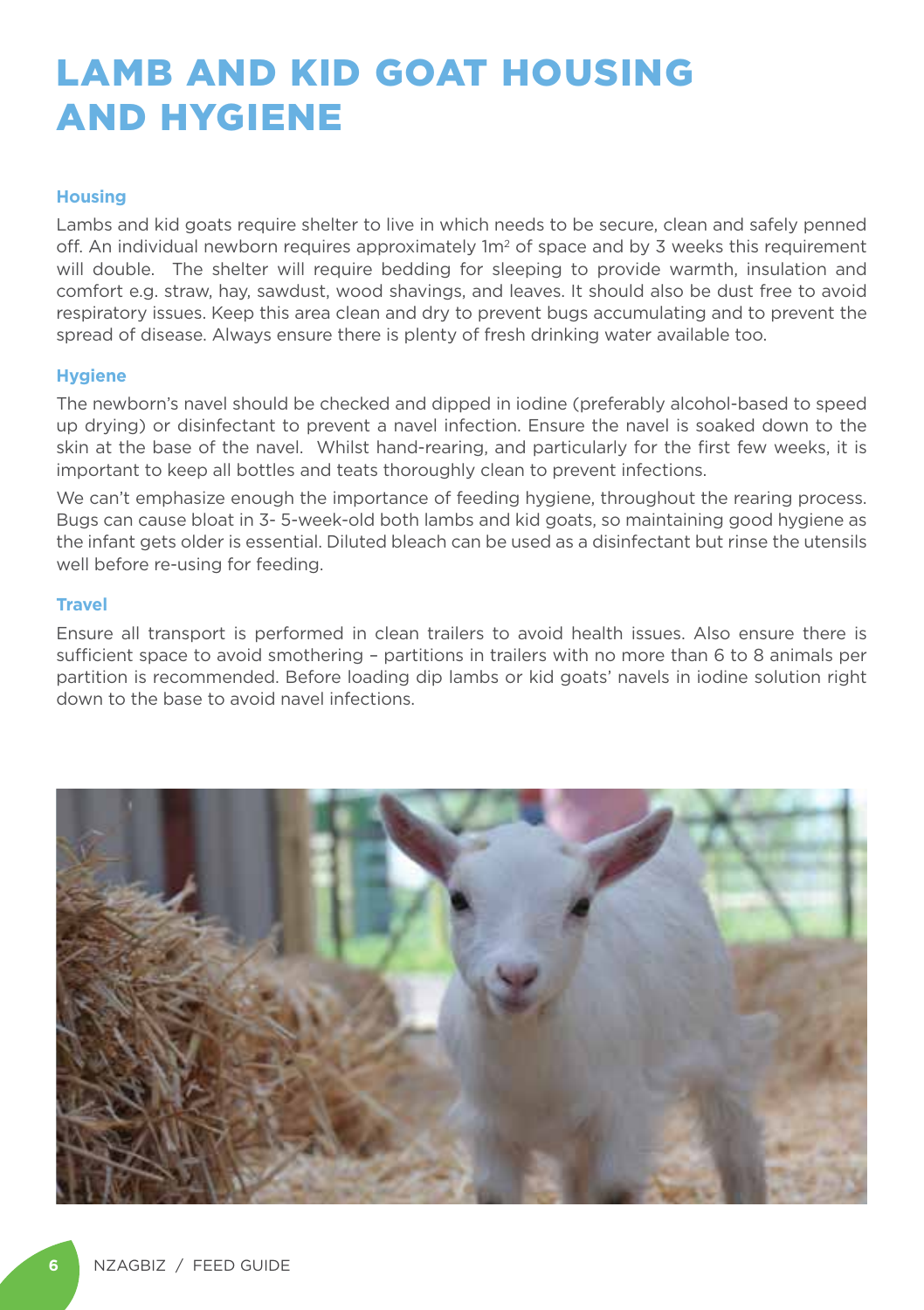# LAMB AND KID GOAT HOUSING AND HYGIENE

### Housing

Lambs and kid goats require shelter to live in which needs to be secure, clean and safely penned off. An individual newborn requires approximately 1m$^2$ of space and by 3 weeks this requirement will double. The shelter will require bedding for sleeping to provide warmth, insulation and comfort e.g. straw, hay, sawdust, wood shavings, and leaves. It should also be dust free to avoid respiratory issues. Keep this area clean and dry to prevent bugs accumulating and to prevent the spread of disease. Always ensure there is plenty of fresh drinking water available too.

### Hygiene

The newborn's navel should be checked and dipped in iodine (preferably alcohol-based to speed up drying) or disinfectant to prevent a navel infection. Ensure the navel is soaked down to the skin at the base of the navel. Whilst hand-rearing, and particularly for the first few weeks, it is important to keep all bottles and teats thoroughly clean to prevent infections.

We can't emphasize enough the importance of feeding hygiene, throughout the rearing process. Bugs can cause bloat in 3- 5-week-old both lambs and kid goats, so maintaining good hygiene as the infant gets older is essential. Diluted bleach can be used as a disinfectant but rinse the utensils well before re-using for feeding.

### Travel

Ensure all transport is performed in clean trailers to avoid health issues. Also ensure there is sufficient space to avoid smothering – partitions in trailers with no more than 6 to 8 animals per partition is recommended. Before loading dip lambs or kid goats' navels in iodine solution right down to the base to avoid navel infections.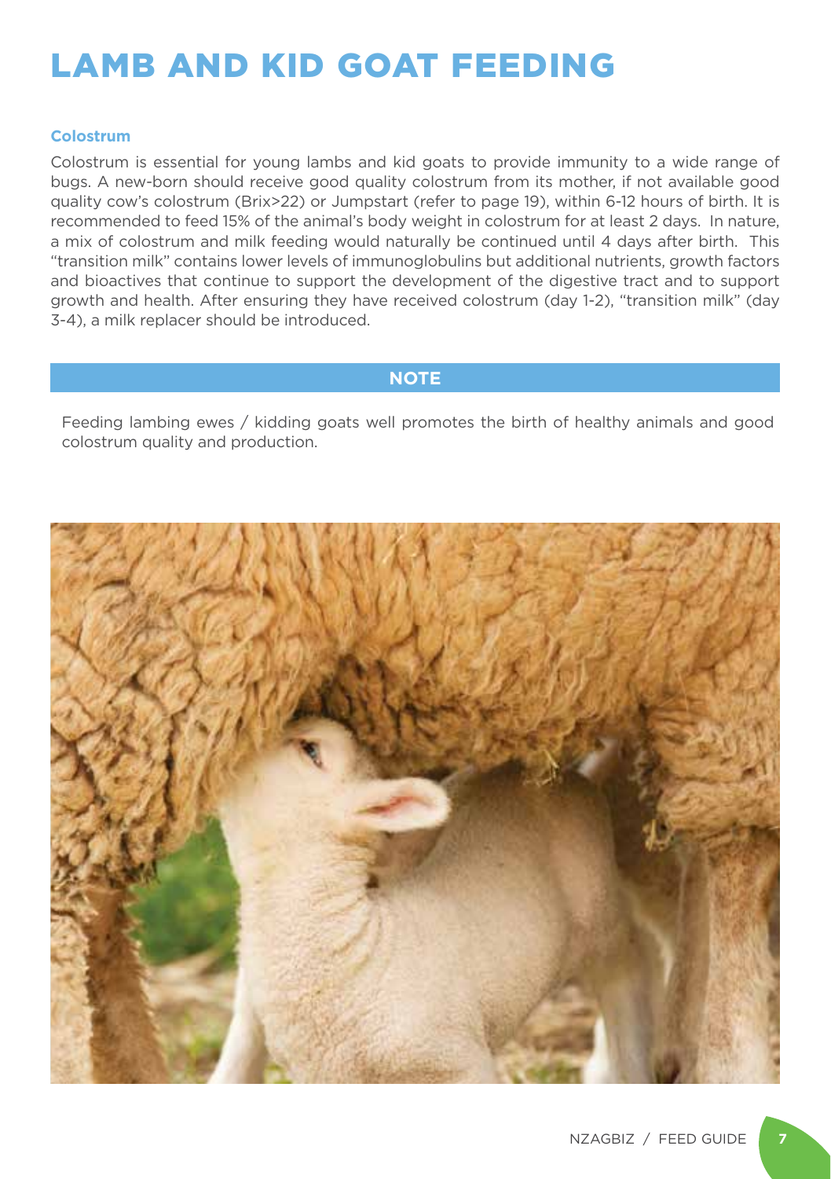# LAMB AND KID GOAT FEEDING

### Colostrum

Colostrum is essential for young lambs and kid goats to provide immunity to a wide range of bugs. A new-born should receive good quality colostrum from its mother, if not available good quality cow's colostrum (Brix>22) or Jumpstart (refer to page 19), within 6-12 hours of birth. It is recommended to feed 15% of the animal's body weight in colostrum for at least 2 days. In nature, a mix of colostrum and milk feeding would naturally be continued until 4 days after birth. This "transition milk" contains lower levels of immunoglobulins but additional nutrients, growth factors and bioactives that continue to support the development of the digestive tract and to support growth and health. After ensuring they have received colostrum (day 1-2), "transition milk" (day 3-4), a milk replacer should be introduced.

**NOTE**

Feeding lambing ewes / kidding goats well promotes the birth of healthy animals and good colostrum quality and production.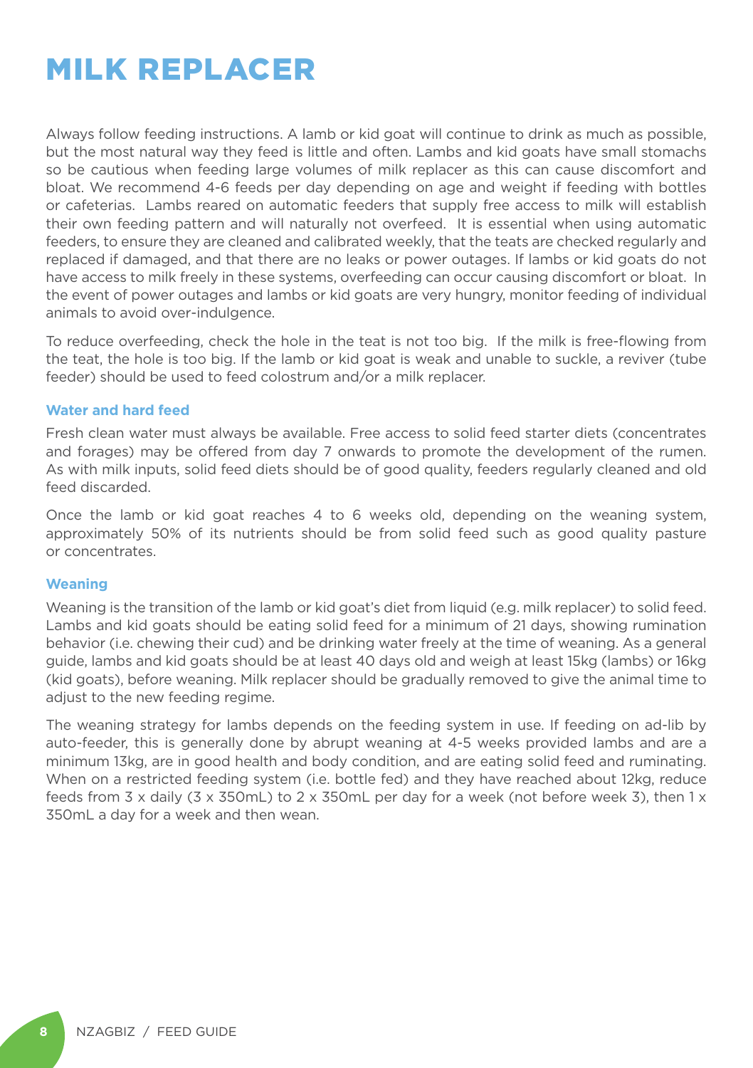# MILK REPLACER

Always follow feeding instructions. A lamb or kid goat will continue to drink as much as possible, but the most natural way they feed is little and often. Lambs and kid goats have small stomachs so be cautious when feeding large volumes of milk replacer as this can cause discomfort and bloat. We recommend 4-6 feeds per day depending on age and weight if feeding with bottles or cafeterias. Lambs reared on automatic feeders that supply free access to milk will establish their own feeding pattern and will naturally not overfeed. It is essential when using automatic feeders, to ensure they are cleaned and calibrated weekly, that the teats are checked regularly and replaced if damaged, and that there are no leaks or power outages. If lambs or kid goats do not have access to milk freely in these systems, overfeeding can occur causing discomfort or bloat. In the event of power outages and lambs or kid goats are very hungry, monitor feeding of individual animals to avoid over-indulgence.

To reduce overfeeding, check the hole in the teat is not too big. If the milk is free-flowing from the teat, the hole is too big. If the lamb or kid goat is weak and unable to suckle, a reviver (tube feeder) should be used to feed colostrum and/or a milk replacer.

### Water and hard feed

Fresh clean water must always be available. Free access to solid feed starter diets (concentrates and forages) may be offered from day 7 onwards to promote the development of the rumen. As with milk inputs, solid feed diets should be of good quality, feeders regularly cleaned and old feed discarded.

Once the lamb or kid goat reaches 4 to 6 weeks old, depending on the weaning system, approximately 50% of its nutrients should be from solid feed such as good quality pasture or concentrates.

### Weaning

Weaning is the transition of the lamb or kid goat's diet from liquid (e.g. milk replacer) to solid feed. Lambs and kid goats should be eating solid feed for a minimum of 21 days, showing rumination behavior (i.e. chewing their cud) and be drinking water freely at the time of weaning. As a general guide, lambs and kid goats should be at least 40 days old and weigh at least 15kg (lambs) or 16kg (kid goats), before weaning. Milk replacer should be gradually removed to give the animal time to adjust to the new feeding regime.

The weaning strategy for lambs depends on the feeding system in use. If feeding on ad-lib by auto-feeder, this is generally done by abrupt weaning at 4-5 weeks provided lambs and are a minimum 13kg, are in good health and body condition, and are eating solid feed and ruminating. When on a restricted feeding system (i.e. bottle fed) and they have reached about 12kg, reduce feeds from 3 x daily (3 x 350mL) to 2 x 350mL per day for a week (not before week 3), then 1 x 350mL a day for a week and then wean.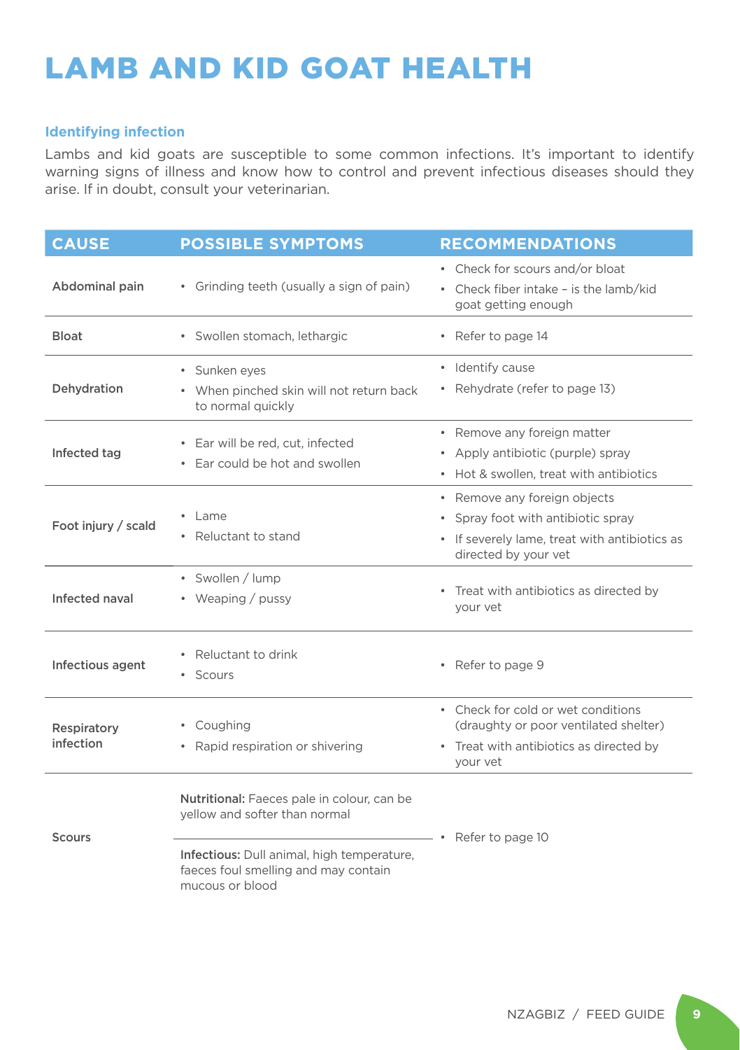# LAMB AND KID GOAT HEALTH

### Identifying infection

Lambs and kid goats are susceptible to some common infections. It's important to identify warning signs of illness and know how to control and prevent infectious diseases should they arise. If in doubt, consult your veterinarian.

| CAUSE | POSSIBLE SYMPTOMS | RECOMMENDATIONS |
|---|---|---|
| Abdominal pain | • Grinding teeth (usually a sign of pain) | • Check for scours and/or bloat<br>• Check fiber intake – is the lamb/kid goat getting enough |
| Bloat | • Swollen stomach, lethargic | • Refer to page 14 |
| Dehydration | • Sunken eyes<br>• When pinched skin will not return back to normal quickly | • Identify cause<br>• Rehydrate (refer to page 13) |
| Infected tag | • Ear will be red, cut, infected<br>• Ear could be hot and swollen | • Remove any foreign matter<br>• Apply antibiotic (purple) spray<br>• Hot & swollen, treat with antibiotics |
| Foot injury / scald | • Lame<br>• Reluctant to stand | • Remove any foreign objects<br>• Spray foot with antibiotic spray<br>• If severely lame, treat with antibiotics as directed by your vet |
| Infected naval | • Swollen / lump<br>• Weaping / pussy | • Treat with antibiotics as directed by your vet |
| Infectious agent | • Reluctant to drink<br>• Scours | • Refer to page 9 |
| Respiratory infection | • Coughing<br>• Rapid respiration or shivering | • Check for cold or wet conditions (draughty or poor ventilated shelter)<br>• Treat with antibiotics as directed by your vet |
| Scours | **Nutritional:** Faeces pale in colour, can be yellow and softer than normal<br>**Infectious:** Dull animal, high temperature, faeces foul smelling and may contain mucous or blood | • Refer to page 10 |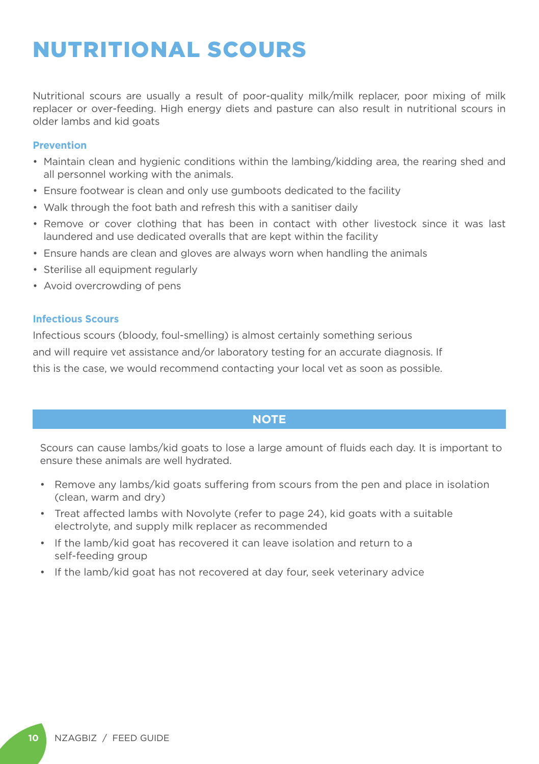# NUTRITIONAL SCOURS

Nutritional scours are usually a result of poor-quality milk/milk replacer, poor mixing of milk replacer or over-feeding. High energy diets and pasture can also result in nutritional scours in older lambs and kid goats

### Prevention

- Maintain clean and hygienic conditions within the lambing/kidding area, the rearing shed and all personnel working with the animals.
- Ensure footwear is clean and only use gumboots dedicated to the facility
- Walk through the foot bath and refresh this with a sanitiser daily
- Remove or cover clothing that has been in contact with other livestock since it was last laundered and use dedicated overalls that are kept within the facility
- Ensure hands are clean and gloves are always worn when handling the animals
- Sterilise all equipment regularly
- Avoid overcrowding of pens

### Infectious Scours

Infectious scours (bloody, foul-smelling) is almost certainly something serious and will require vet assistance and/or laboratory testing for an accurate diagnosis. If this is the case, we would recommend contacting your local vet as soon as possible.

### NOTE

Scours can cause lambs/kid goats to lose a large amount of fluids each day. It is important to ensure these animals are well hydrated.

- Remove any lambs/kid goats suffering from scours from the pen and place in isolation (clean, warm and dry)
- Treat affected lambs with Novolyte (refer to page 24), kid goats with a suitable electrolyte, and supply milk replacer as recommended
- If the lamb/kid goat has recovered it can leave isolation and return to a self-feeding group
- If the lamb/kid goat has not recovered at day four, seek veterinary advice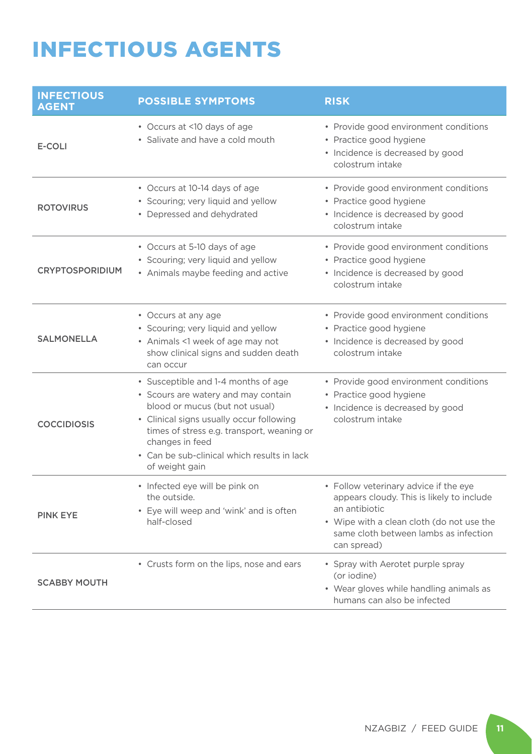# INFECTIOUS AGENTS

| INFECTIOUS AGENT | POSSIBLE SYMPTOMS | RISK |
|---|---|---|
| E-COLI | • Occurs at <10 days of age<br>• Salivate and have a cold mouth | • Provide good environment conditions<br>• Practice good hygiene<br>• Incidence is decreased by good colostrum intake |
| ROTOVIRUS | • Occurs at 10-14 days of age<br>• Scouring; very liquid and yellow<br>• Depressed and dehydrated | • Provide good environment conditions<br>• Practice good hygiene<br>• Incidence is decreased by good colostrum intake |
| CRYPTOSPORIDIUM | • Occurs at 5-10 days of age<br>• Scouring; very liquid and yellow<br>• Animals maybe feeding and active | • Provide good environment conditions<br>• Practice good hygiene<br>• Incidence is decreased by good colostrum intake |
| SALMONELLA | • Occurs at any age<br>• Scouring; very liquid and yellow<br>• Animals <1 week of age may not show clinical signs and sudden death can occur | • Provide good environment conditions<br>• Practice good hygiene<br>• Incidence is decreased by good colostrum intake |
| COCCIDIOSIS | • Susceptible and 1-4 months of age<br>• Scours are watery and may contain blood or mucus (but not usual)<br>• Clinical signs usually occur following times of stress e.g. transport, weaning or changes in feed<br>• Can be sub-clinical which results in lack of weight gain | • Provide good environment conditions<br>• Practice good hygiene<br>• Incidence is decreased by good colostrum intake |
| PINK EYE | • Infected eye will be pink on the outside.<br>• Eye will weep and 'wink' and is often half-closed | • Follow veterinary advice if the eye appears cloudy. This is likely to include an antibiotic<br>• Wipe with a clean cloth (do not use the same cloth between lambs as infection can spread) |
| SCABBY MOUTH | • Crusts form on the lips, nose and ears | • Spray with Aerotet purple spray (or iodine)<br>• Wear gloves while handling animals as humans can also be infected |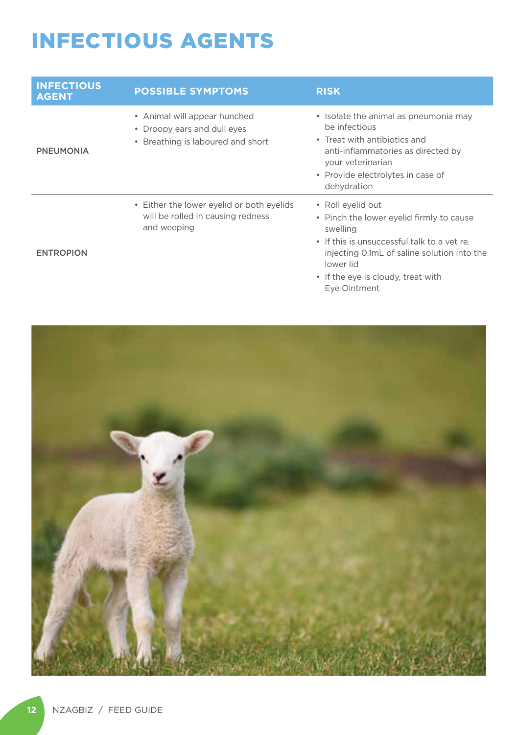# INFECTIOUS AGENTS

| INFECTIOUS AGENT | POSSIBLE SYMPTOMS | RISK |
|---|---|---|
| PNEUMONIA | • Animal will appear hunched<br>• Droopy ears and dull eyes<br>• Breathing is laboured and short | • Isolate the animal as pneumonia may be infectious<br>• Treat with antibiotics and anti-inflammatories as directed by your veterinarian<br>• Provide electrolytes in case of dehydration |
| ENTROPION | • Either the lower eyelid or both eyelids will be rolled in causing redness and weeping | • Roll eyelid out<br>• Pinch the lower eyelid firmly to cause swelling<br>• If this is unsuccessful talk to a vet re. injecting 0.1mL of saline solution into the lower lid<br>• If the eye is cloudy, treat with Eye Ointment |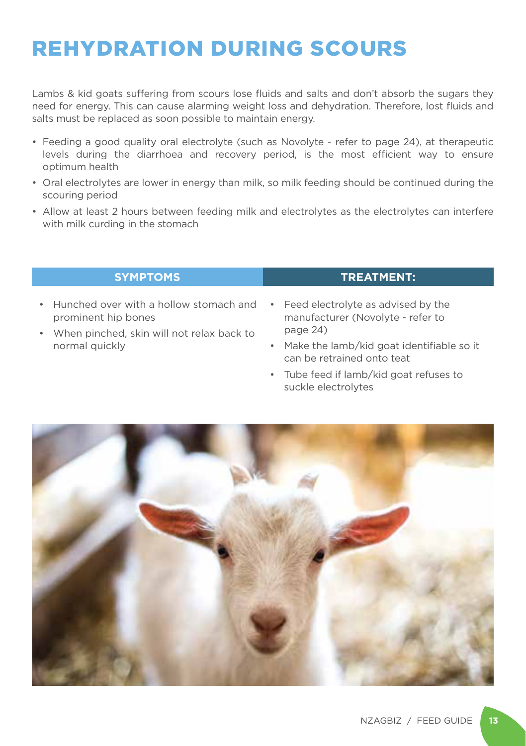# REHYDRATION DURING SCOURS

Lambs & kid goats suffering from scours lose fluids and salts and don't absorb the sugars they need for energy. This can cause alarming weight loss and dehydration. Therefore, lost fluids and salts must be replaced as soon possible to maintain energy.

- Feeding a good quality oral electrolyte (such as Novolyte - refer to page 24), at therapeutic levels during the diarrhoea and recovery period, is the most efficient way to ensure optimum health
- Oral electrolytes are lower in energy than milk, so milk feeding should be continued during the scouring period
- Allow at least 2 hours between feeding milk and electrolytes as the electrolytes can interfere with milk curding in the stomach

| SYMPTOMS | TREATMENT: |
| --- | --- |
| • Hunched over with a hollow stomach and prominent hip bones<br>• When pinched, skin will not relax back to normal quickly | • Feed electrolyte as advised by the manufacturer (Novolyte - refer to page 24)<br>• Make the lamb/kid goat identifiable so it can be retrained onto teat<br>• Tube feed if lamb/kid goat refuses to suckle electrolytes |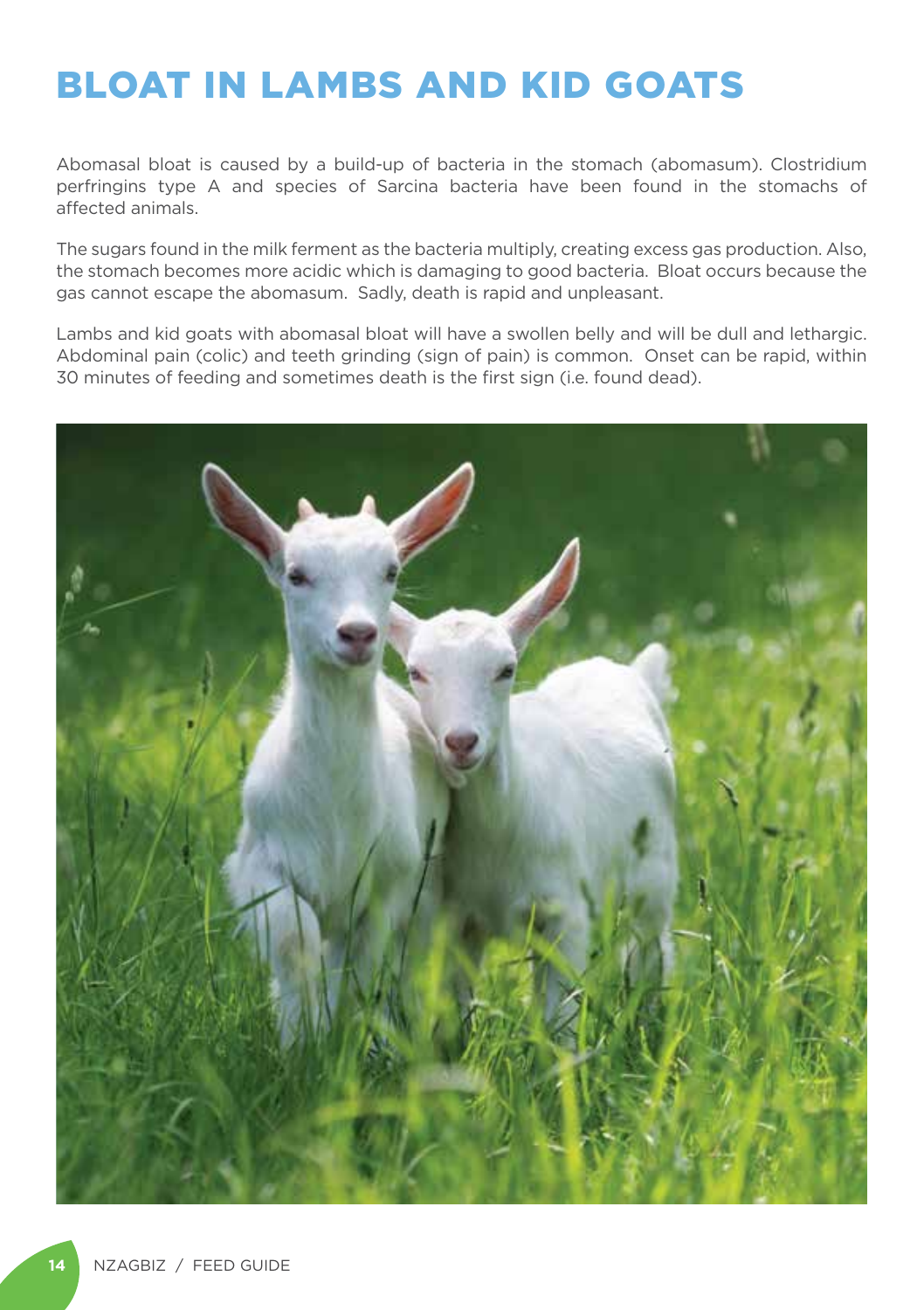# BLOAT IN LAMBS AND KID GOATS

Abomasal bloat is caused by a build-up of bacteria in the stomach (abomasum). Clostridium perfringins type A and species of Sarcina bacteria have been found in the stomachs of affected animals.

The sugars found in the milk ferment as the bacteria multiply, creating excess gas production. Also, the stomach becomes more acidic which is damaging to good bacteria. Bloat occurs because the gas cannot escape the abomasum. Sadly, death is rapid and unpleasant.

Lambs and kid goats with abomasal bloat will have a swollen belly and will be dull and lethargic. Abdominal pain (colic) and teeth grinding (sign of pain) is common. Onset can be rapid, within 30 minutes of feeding and sometimes death is the first sign (i.e. found dead).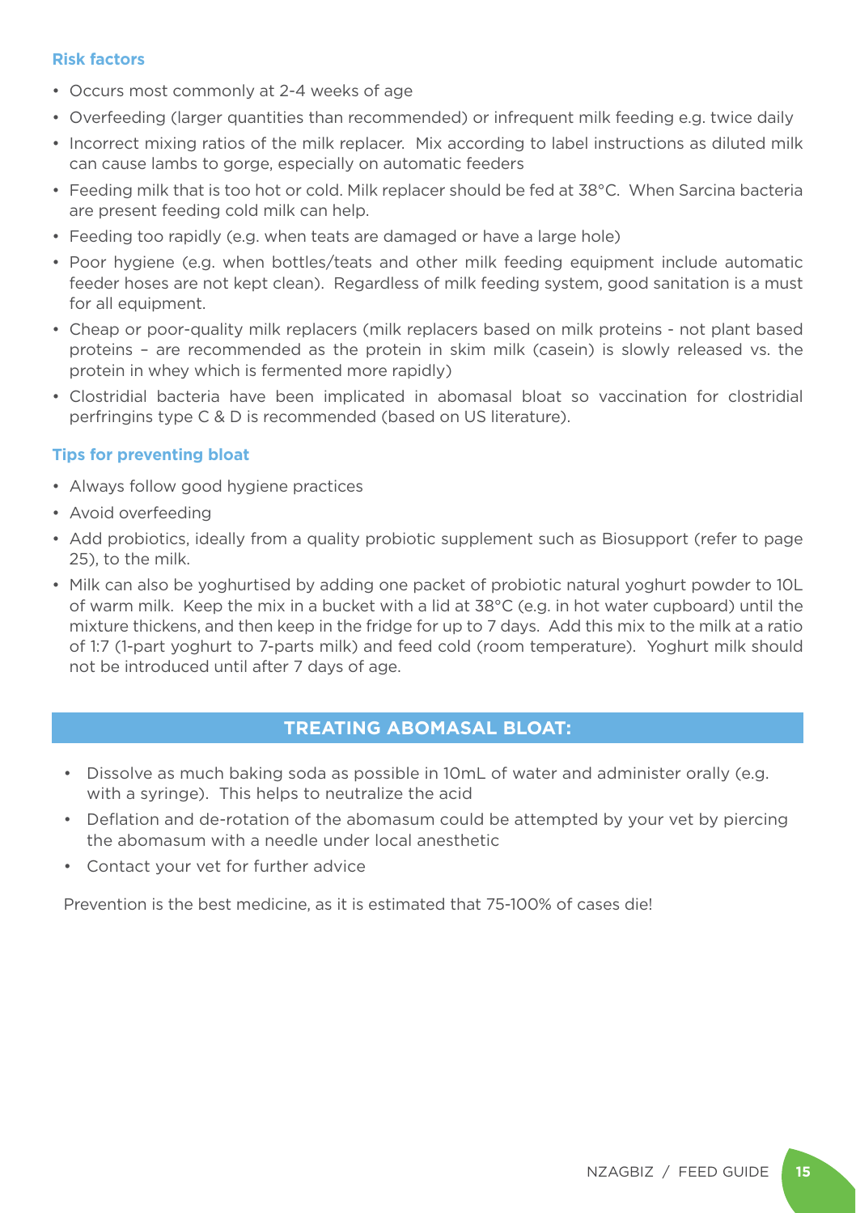### Risk factors

- Occurs most commonly at 2-4 weeks of age
- Overfeeding (larger quantities than recommended) or infrequent milk feeding e.g. twice daily
- Incorrect mixing ratios of the milk replacer. Mix according to label instructions as diluted milk can cause lambs to gorge, especially on automatic feeders
- Feeding milk that is too hot or cold. Milk replacer should be fed at 38°C. When Sarcina bacteria are present feeding cold milk can help.
- Feeding too rapidly (e.g. when teats are damaged or have a large hole)
- Poor hygiene (e.g. when bottles/teats and other milk feeding equipment include automatic feeder hoses are not kept clean). Regardless of milk feeding system, good sanitation is a must for all equipment.
- Cheap or poor-quality milk replacers (milk replacers based on milk proteins - not plant based proteins – are recommended as the protein in skim milk (casein) is slowly released vs. the protein in whey which is fermented more rapidly)
- Clostridial bacteria have been implicated in abomasal bloat so vaccination for clostridial perfringins type C & D is recommended (based on US literature).

### Tips for preventing bloat

- Always follow good hygiene practices
- Avoid overfeeding
- Add probiotics, ideally from a quality probiotic supplement such as Biosupport (refer to page 25), to the milk.
- Milk can also be yoghurtised by adding one packet of probiotic natural yoghurt powder to 10L of warm milk. Keep the mix in a bucket with a lid at 38°C (e.g. in hot water cupboard) until the mixture thickens, and then keep in the fridge for up to 7 days. Add this mix to the milk at a ratio of 1:7 (1-part yoghurt to 7-parts milk) and feed cold (room temperature). Yoghurt milk should not be introduced until after 7 days of age.

## TREATING ABOMASAL BLOAT:

- Dissolve as much baking soda as possible in 10mL of water and administer orally (e.g. with a syringe). This helps to neutralize the acid
- Deflation and de-rotation of the abomasum could be attempted by your vet by piercing the abomasum with a needle under local anesthetic
- Contact your vet for further advice

Prevention is the best medicine, as it is estimated that 75-100% of cases die!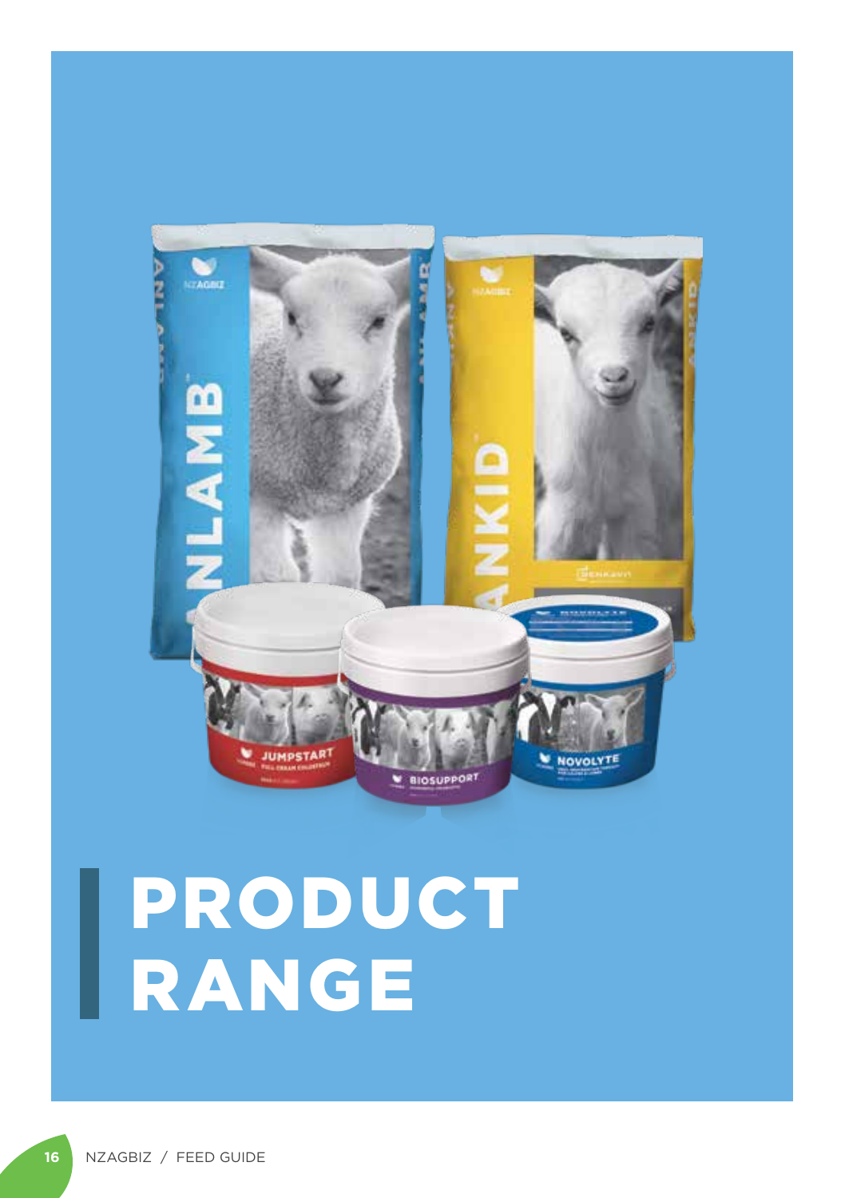# PRODUCT RANGE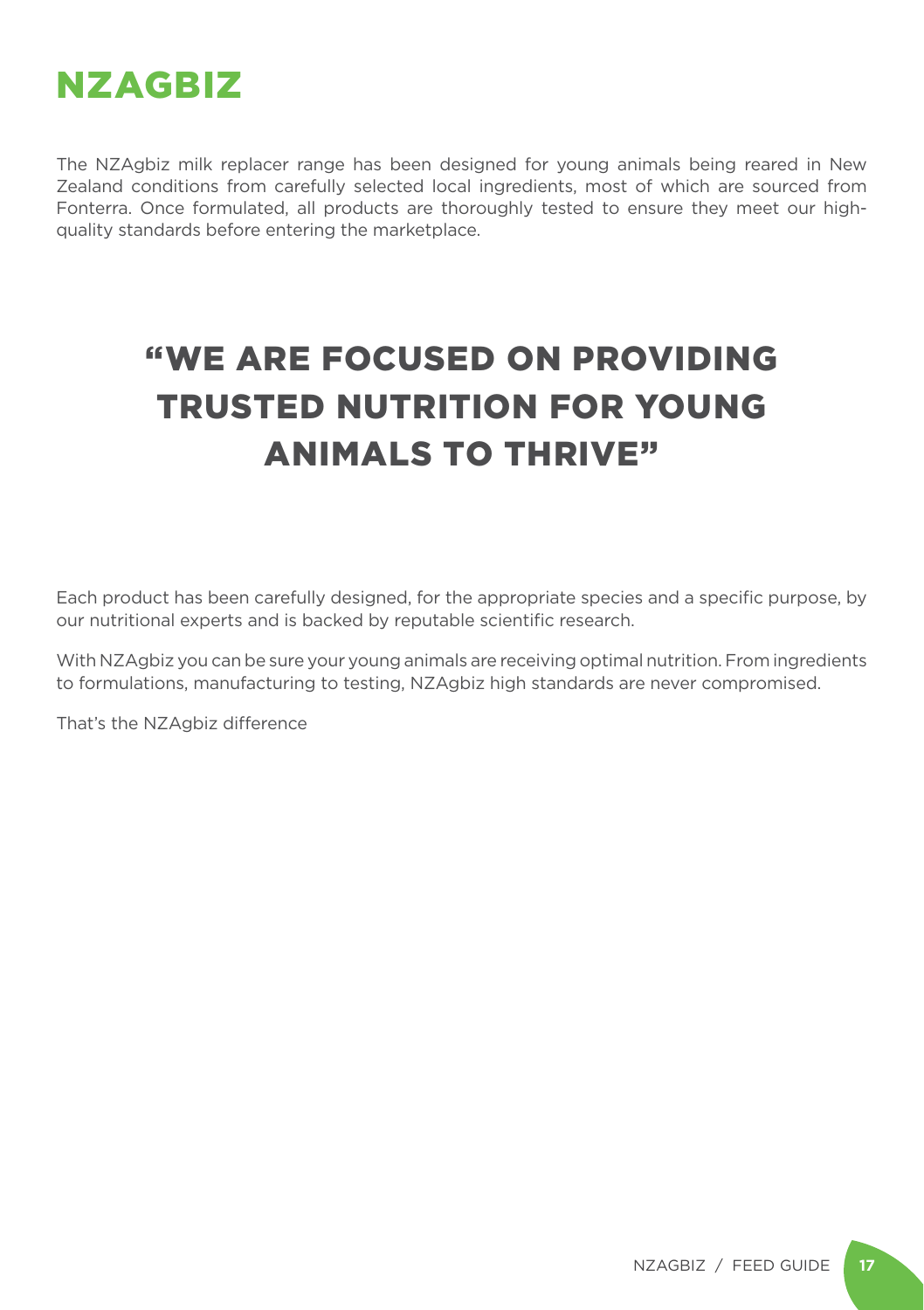# NZAGBIZ

The NZAgbiz milk replacer range has been designed for young animals being reared in New Zealand conditions from carefully selected local ingredients, most of which are sourced from Fonterra. Once formulated, all products are thoroughly tested to ensure they meet our high-quality standards before entering the marketplace.

## "WE ARE FOCUSED ON PROVIDING TRUSTED NUTRITION FOR YOUNG ANIMALS TO THRIVE"

Each product has been carefully designed, for the appropriate species and a specific purpose, by our nutritional experts and is backed by reputable scientific research.

With NZAgbiz you can be sure your young animals are receiving optimal nutrition. From ingredients to formulations, manufacturing to testing, NZAgbiz high standards are never compromised.

That's the NZAgbiz difference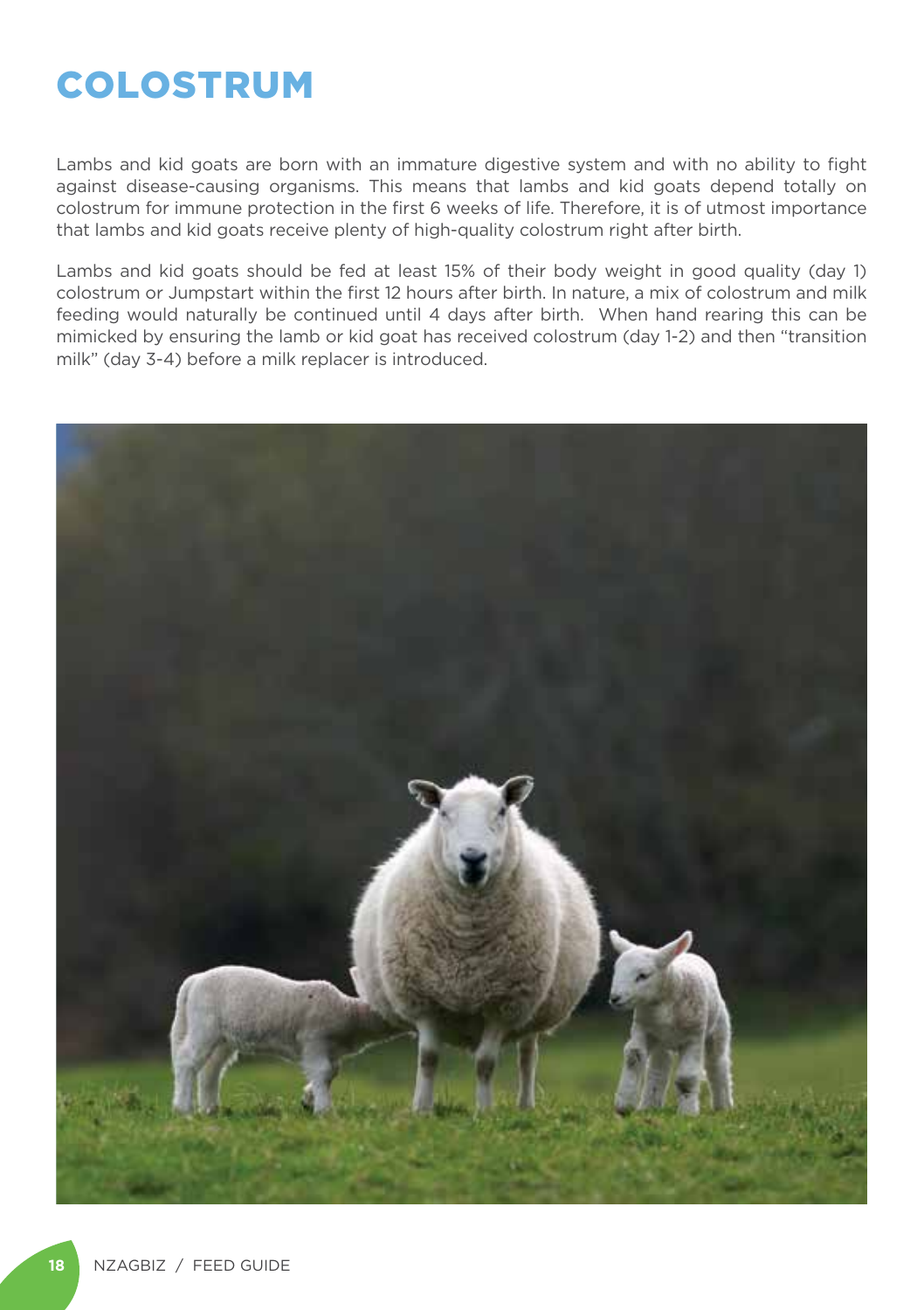# COLOSTRUM

Lambs and kid goats are born with an immature digestive system and with no ability to fight against disease-causing organisms. This means that lambs and kid goats depend totally on colostrum for immune protection in the first 6 weeks of life. Therefore, it is of utmost importance that lambs and kid goats receive plenty of high-quality colostrum right after birth.

Lambs and kid goats should be fed at least 15% of their body weight in good quality (day 1) colostrum or Jumpstart within the first 12 hours after birth. In nature, a mix of colostrum and milk feeding would naturally be continued until 4 days after birth. When hand rearing this can be mimicked by ensuring the lamb or kid goat has received colostrum (day 1-2) and then "transition milk" (day 3-4) before a milk replacer is introduced.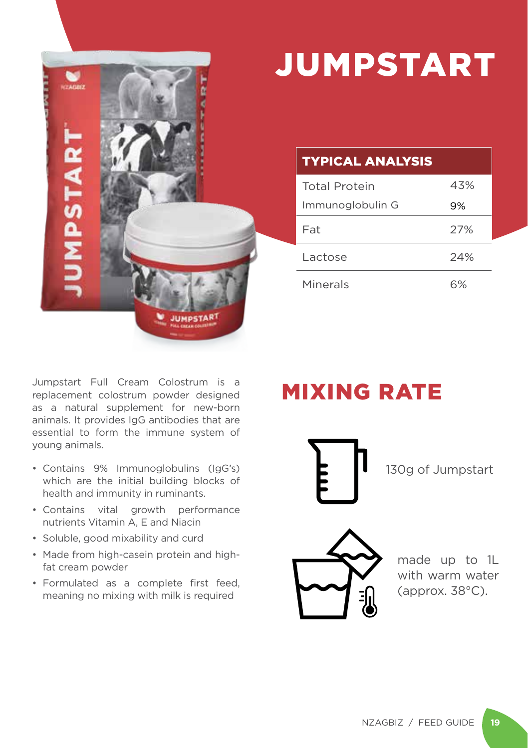# JUMPSTART

| TYPICAL ANALYSIS | |
|---|---|
| Total Protein | 43% |
| Immunoglobulin G | 9% |
| Fat | 27% |
| Lactose | 24% |
| Minerals | 6% |

Jumpstart Full Cream Colostrum is a replacement colostrum powder designed as a natural supplement for new-born animals. It provides IgG antibodies that are essential to form the immune system of young animals.

- Contains 9% Immunoglobulins (IgG's) which are the initial building blocks of health and immunity in ruminants.
- Contains vital growth performance nutrients Vitamin A, E and Niacin
- Soluble, good mixability and curd
- Made from high-casein protein and high-fat cream powder
- Formulated as a complete first feed, meaning no mixing with milk is required

## MIXING RATE

130g of Jumpstart

made up to 1L with warm water (approx. 38°C).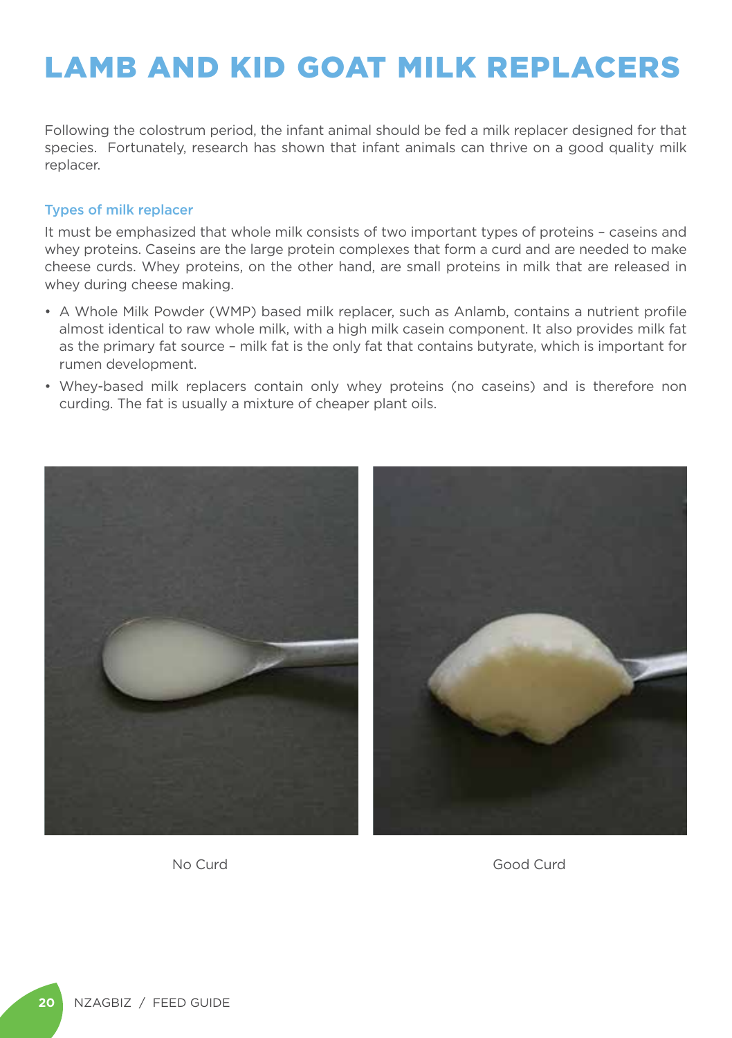# LAMB AND KID GOAT MILK REPLACERS

Following the colostrum period, the infant animal should be fed a milk replacer designed for that species. Fortunately, research has shown that infant animals can thrive on a good quality milk replacer.

### Types of milk replacer

It must be emphasized that whole milk consists of two important types of proteins – caseins and whey proteins. Caseins are the large protein complexes that form a curd and are needed to make cheese curds. Whey proteins, on the other hand, are small proteins in milk that are released in whey during cheese making.

- A Whole Milk Powder (WMP) based milk replacer, such as Anlamb, contains a nutrient profile almost identical to raw whole milk, with a high milk casein component. It also provides milk fat as the primary fat source – milk fat is the only fat that contains butyrate, which is important for rumen development.
- Whey-based milk replacers contain only whey proteins (no caseins) and is therefore non curding. The fat is usually a mixture of cheaper plant oils.

No Curd

Good Curd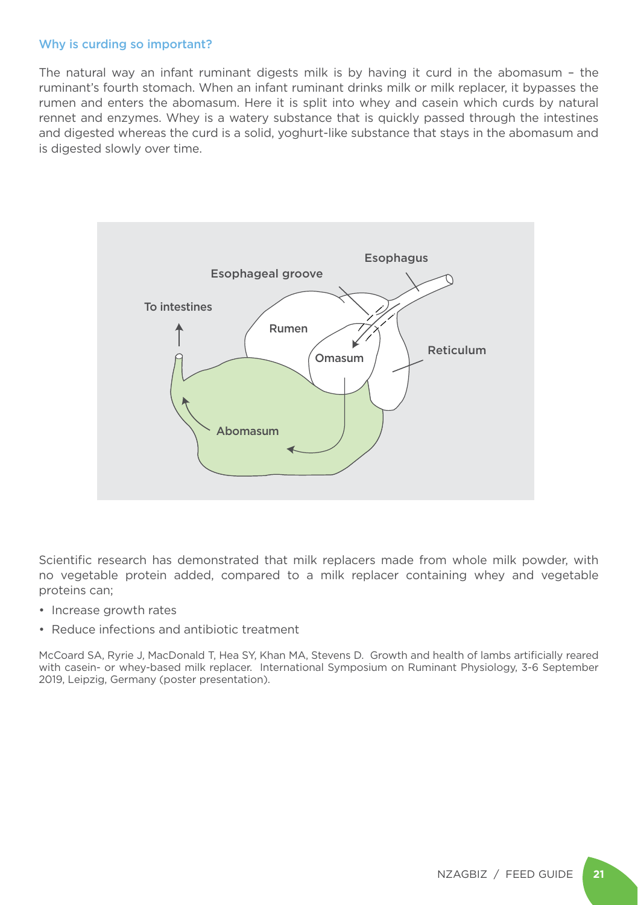## Why is curding so important?

The natural way an infant ruminant digests milk is by having it curd in the abomasum – the ruminant's fourth stomach. When an infant ruminant drinks milk or milk replacer, it bypasses the rumen and enters the abomasum. Here it is split into whey and casein which curds by natural rennet and enzymes. Whey is a watery substance that is quickly passed through the intestines and digested whereas the curd is a solid, yoghurt-like substance that stays in the abomasum and is digested slowly over time.

Scientific research has demonstrated that milk replacers made from whole milk powder, with no vegetable protein added, compared to a milk replacer containing whey and vegetable proteins can;

- Increase growth rates
- Reduce infections and antibiotic treatment

McCoard SA, Ryrie J, MacDonald T, Hea SY, Khan MA, Stevens D. Growth and health of lambs artificially reared with casein- or whey-based milk replacer. International Symposium on Ruminant Physiology, 3-6 September 2019, Leipzig, Germany (poster presentation).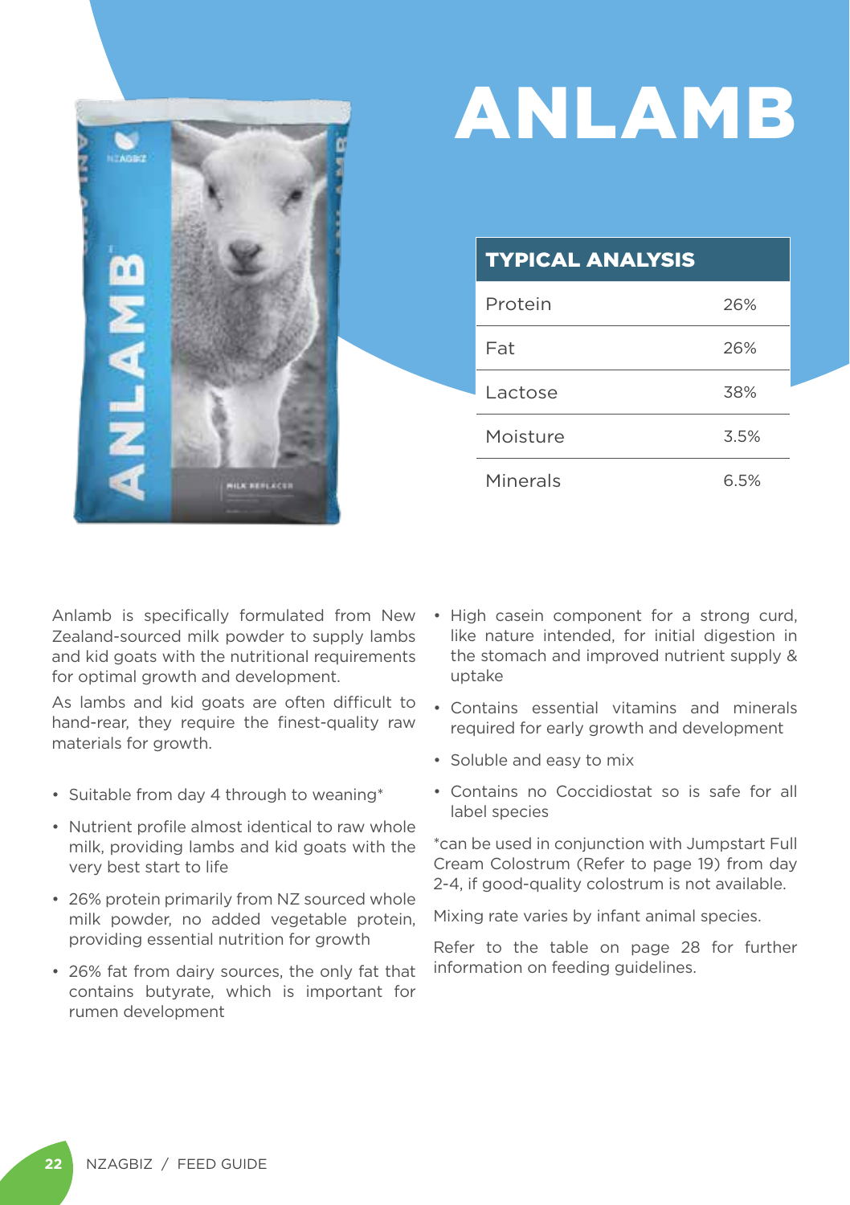# ANLAMB

| TYPICAL ANALYSIS | |
|---|---|
| Protein | 26% |
| Fat | 26% |
| Lactose | 38% |
| Moisture | 3.5% |
| Minerals | 6.5% |

Anlamb is specifically formulated from New Zealand-sourced milk powder to supply lambs and kid goats with the nutritional requirements for optimal growth and development.

As lambs and kid goats are often difficult to hand-rear, they require the finest-quality raw materials for growth.

- Suitable from day 4 through to weaning*
- Nutrient profile almost identical to raw whole milk, providing lambs and kid goats with the very best start to life
- 26% protein primarily from NZ sourced whole milk powder, no added vegetable protein, providing essential nutrition for growth
- 26% fat from dairy sources, the only fat that contains butyrate, which is important for rumen development
- High casein component for a strong curd, like nature intended, for initial digestion in the stomach and improved nutrient supply & uptake
- Contains essential vitamins and minerals required for early growth and development
- Soluble and easy to mix
- Contains no Coccidiostat so is safe for all label species

*can be used in conjunction with Jumpstart Full Cream Colostrum (Refer to page 19) from day 2-4, if good-quality colostrum is not available.

Mixing rate varies by infant animal species.

Refer to the table on page 28 for further information on feeding guidelines.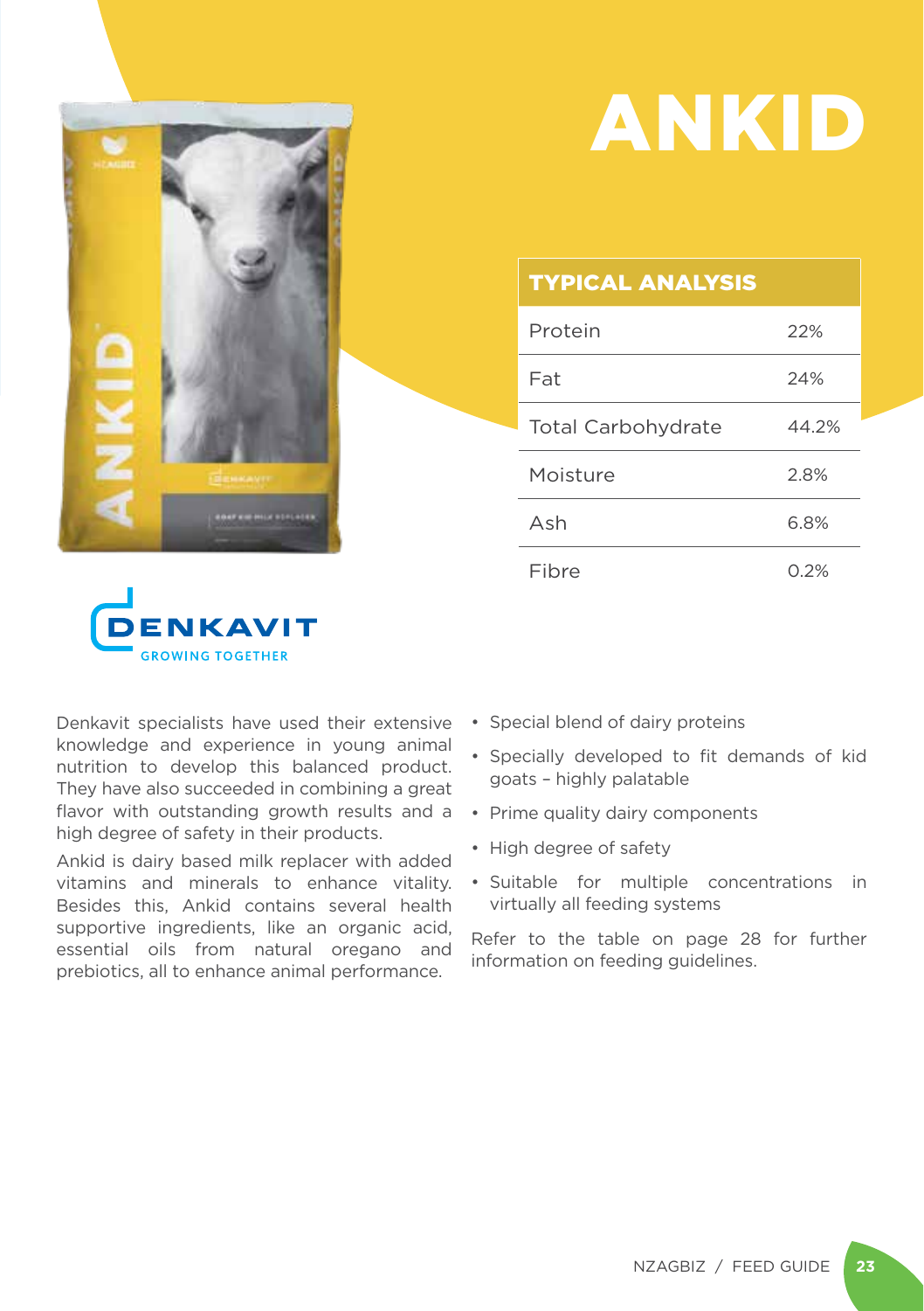# ANKID

| TYPICAL ANALYSIS | |
|---|---|
| Protein | 22% |
| Fat | 24% |
| Total Carbohydrate | 44.2% |
| Moisture | 2.8% |
| Ash | 6.8% |
| Fibre | 0.2% |

DENKAVIT
GROWING TOGETHER

Denkavit specialists have used their extensive knowledge and experience in young animal nutrition to develop this balanced product. They have also succeeded in combining a great flavor with outstanding growth results and a high degree of safety in their products.

Ankid is dairy based milk replacer with added vitamins and minerals to enhance vitality. Besides this, Ankid contains several health supportive ingredients, like an organic acid, essential oils from natural oregano and prebiotics, all to enhance animal performance.

- Special blend of dairy proteins
- Specially developed to fit demands of kid goats – highly palatable
- Prime quality dairy components
- High degree of safety
- Suitable for multiple concentrations in virtually all feeding systems

Refer to the table on page 28 for further information on feeding guidelines.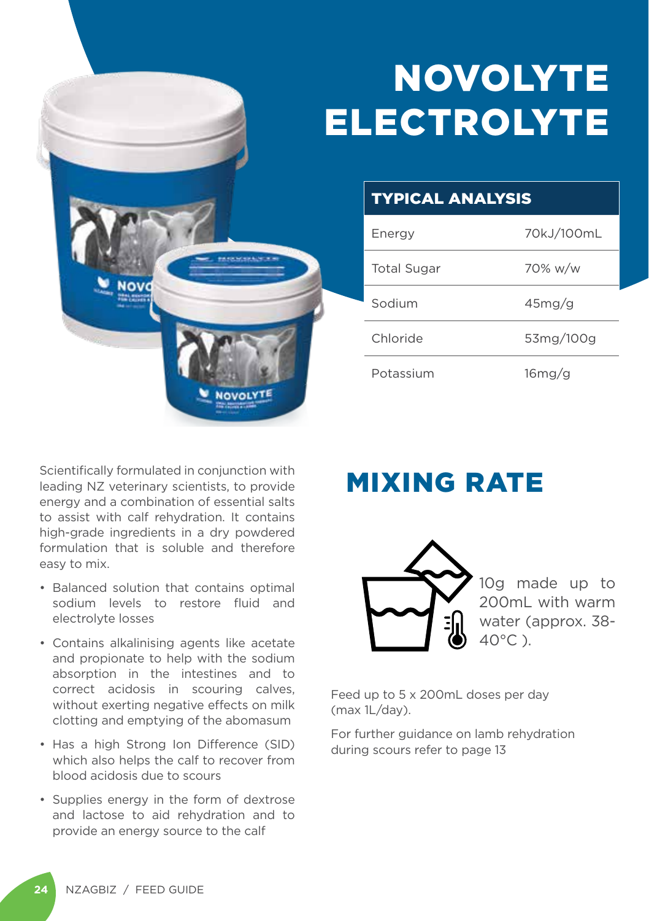# NOVOLYTE ELECTROLYTE

| TYPICAL ANALYSIS | |
|---|---|
| Energy | 70kJ/100mL |
| Total Sugar | 70% w/w |
| Sodium | 45mg/g |
| Chloride | 53mg/100g |
| Potassium | 16mg/g |

Scientifically formulated in conjunction with leading NZ veterinary scientists, to provide energy and a combination of essential salts to assist with calf rehydration. It contains high-grade ingredients in a dry powdered formulation that is soluble and therefore easy to mix.

- Balanced solution that contains optimal sodium levels to restore fluid and electrolyte losses
- Contains alkalinising agents like acetate and propionate to help with the sodium absorption in the intestines and to correct acidosis in scouring calves, without exerting negative effects on milk clotting and emptying of the abomasum
- Has a high Strong Ion Difference (SID) which also helps the calf to recover from blood acidosis due to scours
- Supplies energy in the form of dextrose and lactose to aid rehydration and to provide an energy source to the calf

## MIXING RATE

10g made up to 200mL with warm water (approx. 38-40°C ).

Feed up to 5 x 200mL doses per day (max 1L/day).

For further guidance on lamb rehydration during scours refer to page 13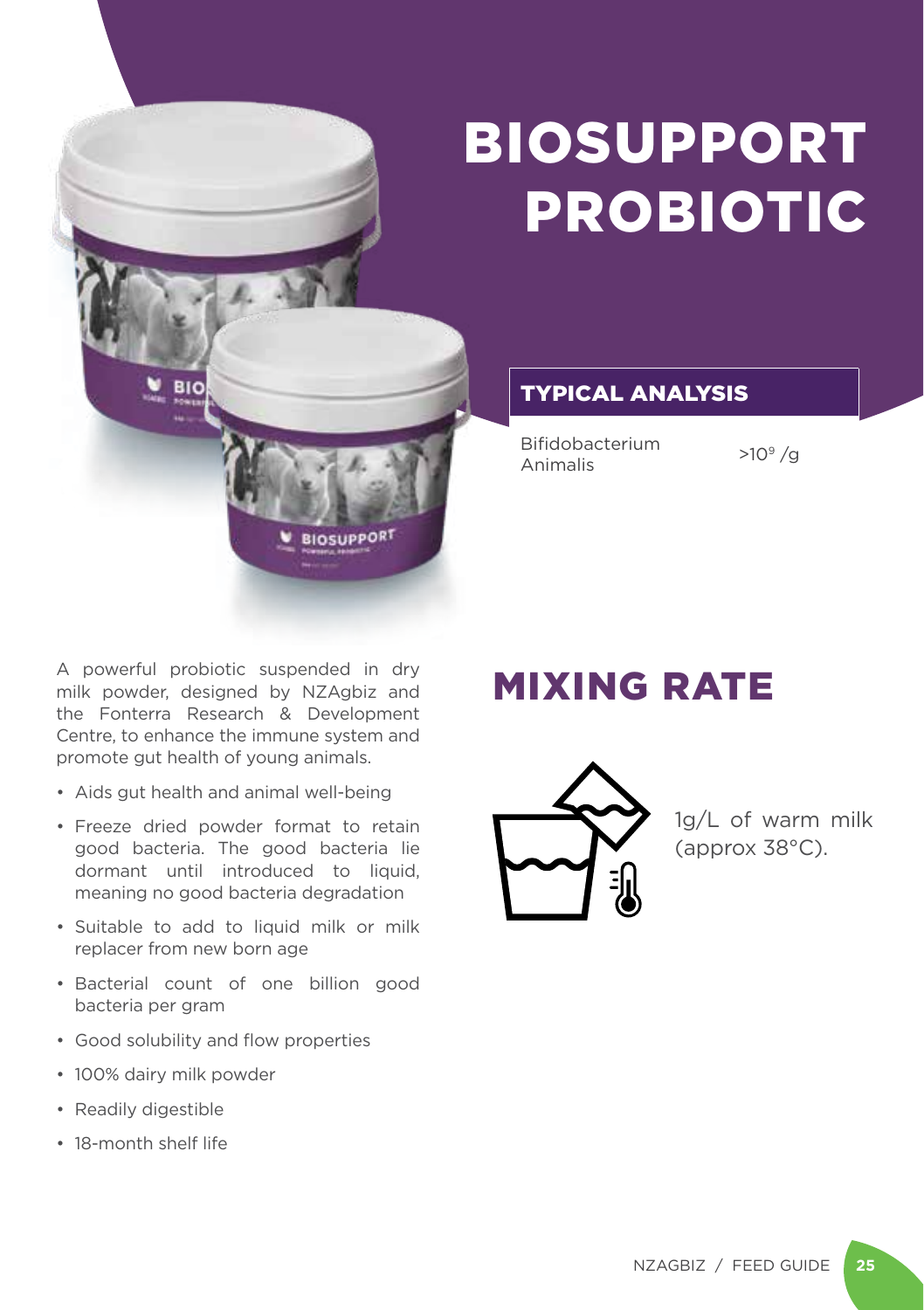# BIOSUPPORT PROBIOTIC

### TYPICAL ANALYSIS

| | |
|---|---|
| Bifidobacterium Animalis | $>10^9$ /g |

A powerful probiotic suspended in dry milk powder, designed by NZAgbiz and the Fonterra Research & Development Centre, to enhance the immune system and promote gut health of young animals.

- Aids gut health and animal well-being
- Freeze dried powder format to retain good bacteria. The good bacteria lie dormant until introduced to liquid, meaning no good bacteria degradation
- Suitable to add to liquid milk or milk replacer from new born age
- Bacterial count of one billion good bacteria per gram
- Good solubility and flow properties
- 100% dairy milk powder
- Readily digestible
- 18-month shelf life

## MIXING RATE

1g/L of warm milk (approx 38°C).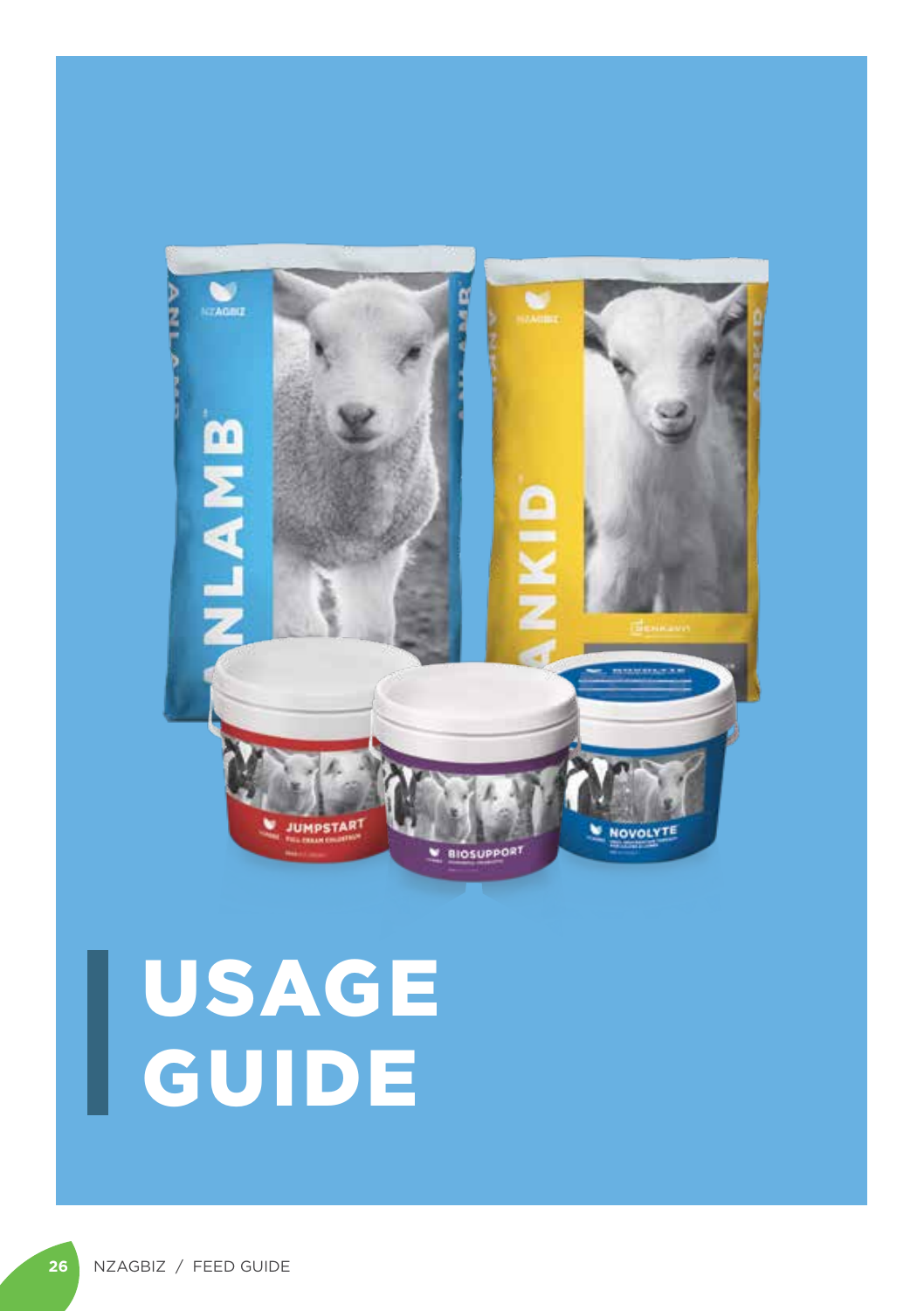# USAGE GUIDE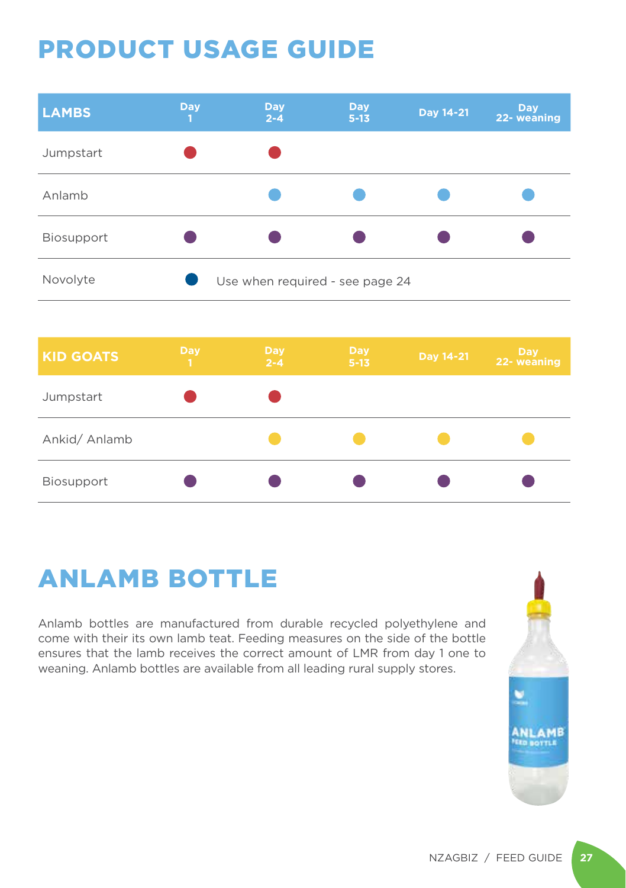# PRODUCT USAGE GUIDE

| LAMBS | Day 1 | Day 2-4 | Day 5-13 | Day 14-21 | Day 22- weaning |
|---|---|---|---|---|---|
| Jumpstart | ● | ● | | | |
| Anlamb | | ● | ● | ● | ● |
| Biosupport | ● | ● | ● | ● | ● |
| Novolyte | ● | Use when required - see page 24 | | | |

| KID GOATS | Day 1 | Day 2-4 | Day 5-13 | Day 14-21 | Day 22- weaning |
|---|---|---|---|---|---|
| Jumpstart | ● | ● | | | |
| Ankid/ Anlamb | | ● | ● | ● | ● |
| Biosupport | ● | ● | ● | ● | ● |

# ANLAMB BOTTLE

Anlamb bottles are manufactured from durable recycled polyethylene and come with their its own lamb teat. Feeding measures on the side of the bottle ensures that the lamb receives the correct amount of LMR from day 1 one to weaning. Anlamb bottles are available from all leading rural supply stores.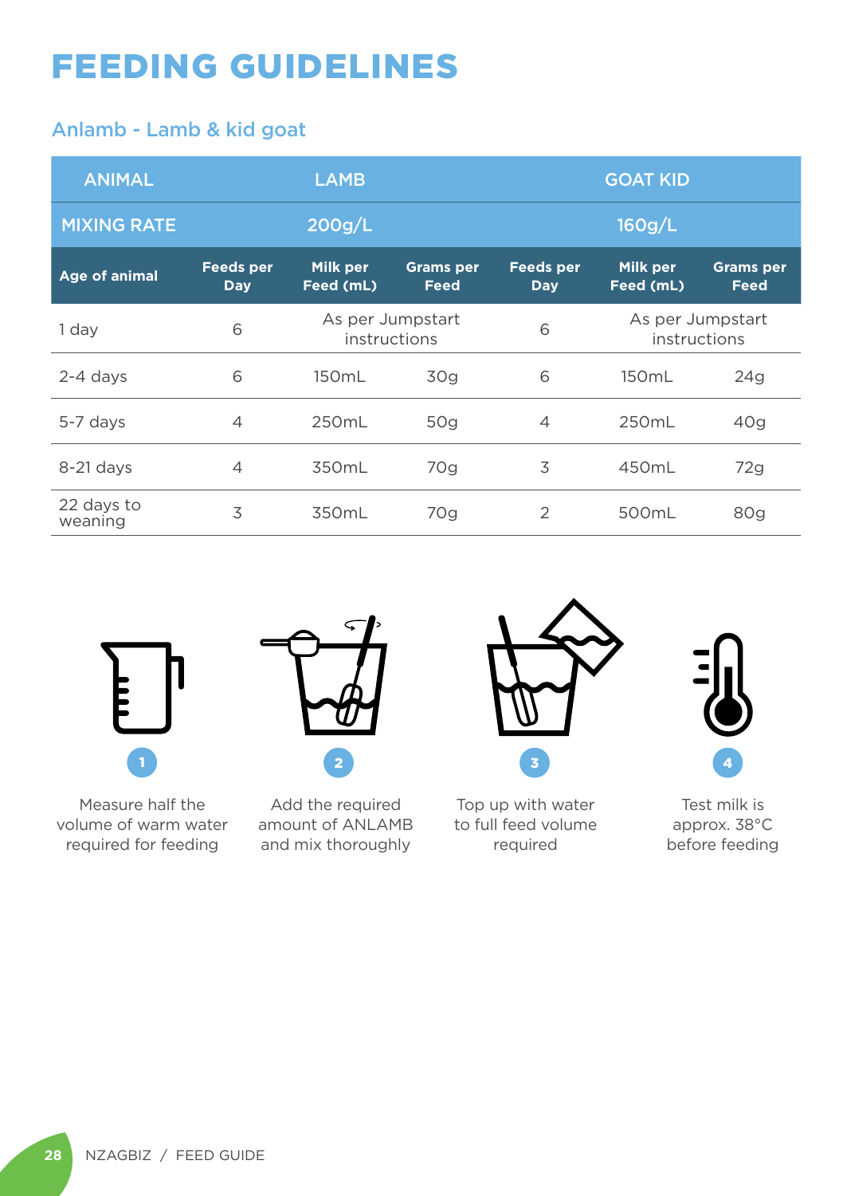# FEEDING GUIDELINES

## Anlamb - Lamb & kid goat

| ANIMAL | LAMB | | | GOAT KID | | |
|---|---|---|---|---|---|---|
| MIXING RATE | 200g/L | | | 160g/L | | |
| **Age of animal** | **Feeds per Day** | **Milk per Feed (mL)** | **Grams per Feed** | **Feeds per Day** | **Milk per Feed (mL)** | **Grams per Feed** |
| 1 day | 6 | As per Jumpstart instructions | | 6 | As per Jumpstart instructions | |
| 2-4 days | 6 | 150mL | 30g | 6 | 150mL | 24g |
| 5-7 days | 4 | 250mL | 50g | 4 | 250mL | 40g |
| 8-21 days | 4 | 350mL | 70g | 3 | 450mL | 72g |
| 22 days to weaning | 3 | 350mL | 70g | 2 | 500mL | 80g |

1. Measure half the volume of warm water required for feeding
2. Add the required amount of ANLAMB and mix thoroughly
3. Top up with water to full feed volume required
4. Test milk is approx. 38°C before feeding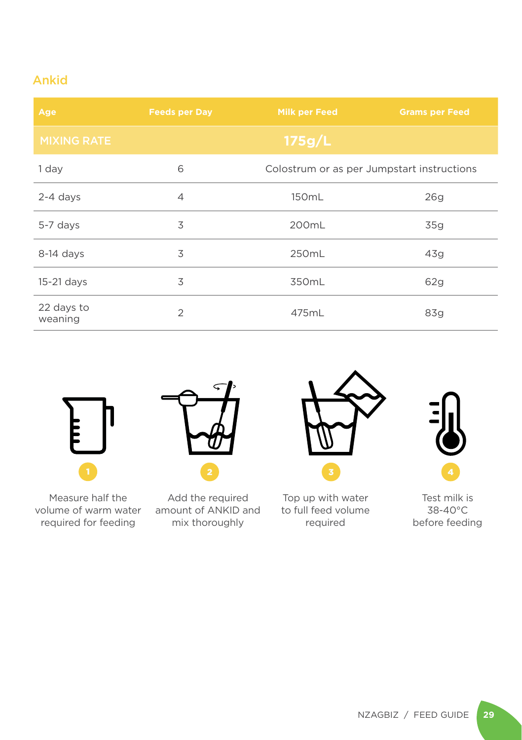## Ankid

| Age | Feeds per Day | Milk per Feed | Grams per Feed |
|---|---|---|---|
| MIXING RATE | | 175g/L | |
| 1 day | 6 | Colostrum or as per Jumpstart instructions | |
| 2-4 days | 4 | 150mL | 26g |
| 5-7 days | 3 | 200mL | 35g |
| 8-14 days | 3 | 250mL | 43g |
| 15-21 days | 3 | 350mL | 62g |
| 22 days to weaning | 2 | 475mL | 83g |

1. Measure half the volume of warm water required for feeding
2. Add the required amount of ANKID and mix thoroughly
3. Top up with water to full feed volume required
4. Test milk is 38-40°C before feeding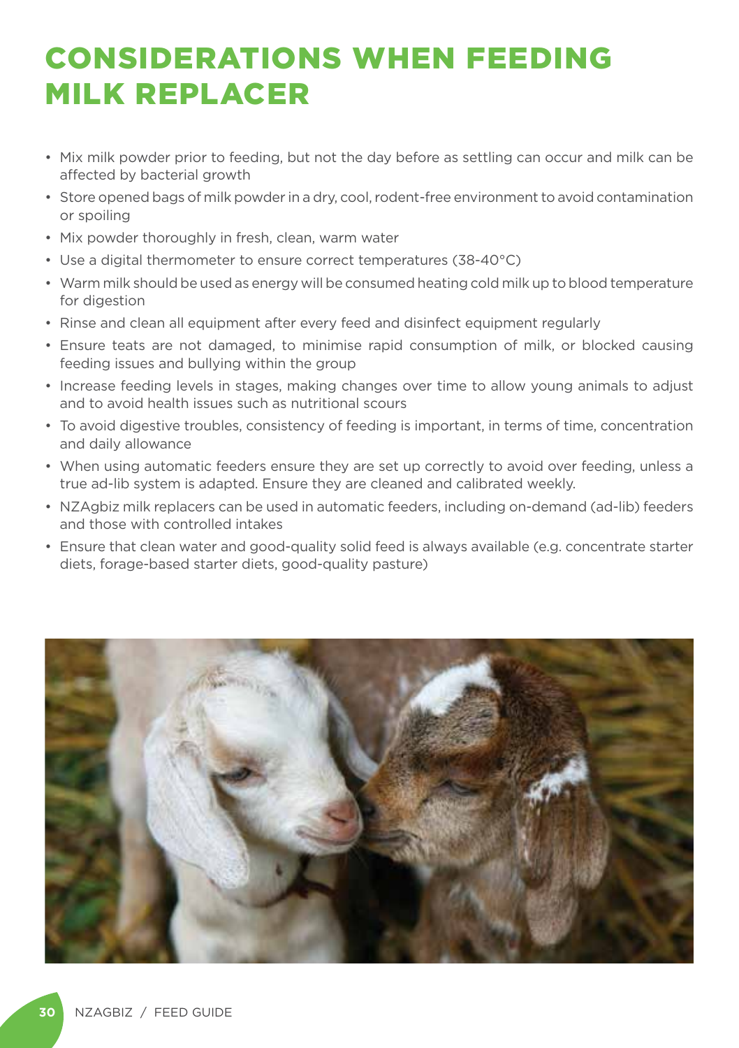# CONSIDERATIONS WHEN FEEDING MILK REPLACER

- Mix milk powder prior to feeding, but not the day before as settling can occur and milk can be affected by bacterial growth
- Store opened bags of milk powder in a dry, cool, rodent-free environment to avoid contamination or spoiling
- Mix powder thoroughly in fresh, clean, warm water
- Use a digital thermometer to ensure correct temperatures (38-40°C)
- Warm milk should be used as energy will be consumed heating cold milk up to blood temperature for digestion
- Rinse and clean all equipment after every feed and disinfect equipment regularly
- Ensure teats are not damaged, to minimise rapid consumption of milk, or blocked causing feeding issues and bullying within the group
- Increase feeding levels in stages, making changes over time to allow young animals to adjust and to avoid health issues such as nutritional scours
- To avoid digestive troubles, consistency of feeding is important, in terms of time, concentration and daily allowance
- When using automatic feeders ensure they are set up correctly to avoid over feeding, unless a true ad-lib system is adapted. Ensure they are cleaned and calibrated weekly.
- NZAgbiz milk replacers can be used in automatic feeders, including on-demand (ad-lib) feeders and those with controlled intakes
- Ensure that clean water and good-quality solid feed is always available (e.g. concentrate starter diets, forage-based starter diets, good-quality pasture)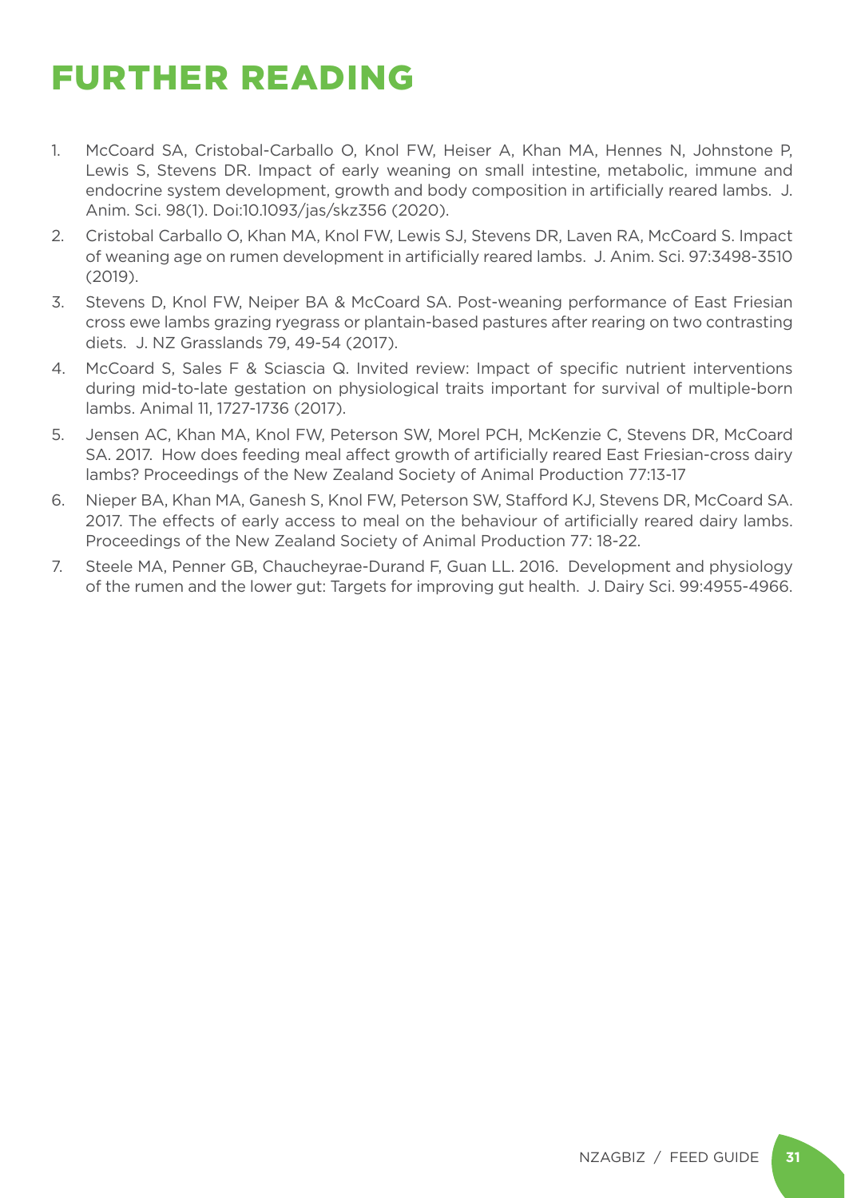# FURTHER READING

1. McCoard SA, Cristobal-Carballo O, Knol FW, Heiser A, Khan MA, Hennes N, Johnstone P, Lewis S, Stevens DR. Impact of early weaning on small intestine, metabolic, immune and endocrine system development, growth and body composition in artificially reared lambs. J. Anim. Sci. 98(1). Doi:10.1093/jas/skz356 (2020).
2. Cristobal Carballo O, Khan MA, Knol FW, Lewis SJ, Stevens DR, Laven RA, McCoard S. Impact of weaning age on rumen development in artificially reared lambs. J. Anim. Sci. 97:3498-3510 (2019).
3. Stevens D, Knol FW, Neiper BA & McCoard SA. Post-weaning performance of East Friesian cross ewe lambs grazing ryegrass or plantain-based pastures after rearing on two contrasting diets. J. NZ Grasslands 79, 49-54 (2017).
4. McCoard S, Sales F & Sciascia Q. Invited review: Impact of specific nutrient interventions during mid-to-late gestation on physiological traits important for survival of multiple-born lambs. Animal 11, 1727-1736 (2017).
5. Jensen AC, Khan MA, Knol FW, Peterson SW, Morel PCH, McKenzie C, Stevens DR, McCoard SA. 2017. How does feeding meal affect growth of artificially reared East Friesian-cross dairy lambs? Proceedings of the New Zealand Society of Animal Production 77:13-17
6. Nieper BA, Khan MA, Ganesh S, Knol FW, Peterson SW, Stafford KJ, Stevens DR, McCoard SA. 2017. The effects of early access to meal on the behaviour of artificially reared dairy lambs. Proceedings of the New Zealand Society of Animal Production 77: 18-22.
7. Steele MA, Penner GB, Chaucheyrae-Durand F, Guan LL. 2016. Development and physiology of the rumen and the lower gut: Targets for improving gut health. J. Dairy Sci. 99:4955-4966.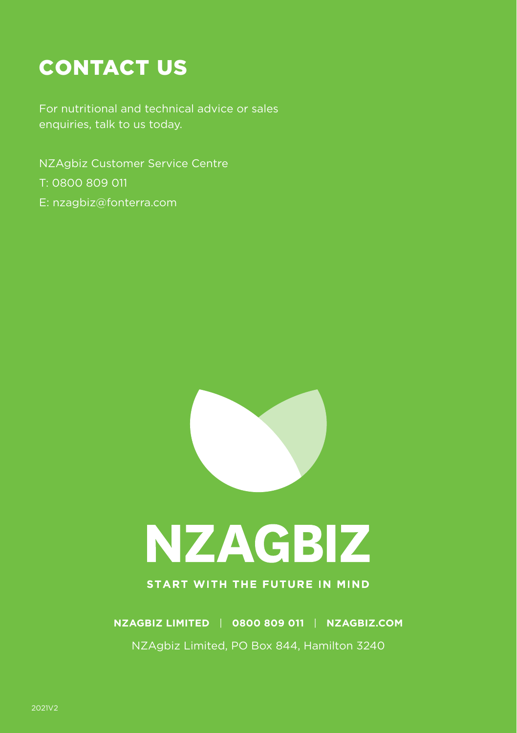# CONTACT US

For nutritional and technical advice or sales enquiries, talk to us today.

NZAgbiz Customer Service Centre
T: 0800 809 011
E: nzagbiz@fonterra.com

NZAGBIZ

**START WITH THE FUTURE IN MIND**

**NZAGBIZ LIMITED | 0800 809 011 | NZAGBIZ.COM**

NZAgbiz Limited, PO Box 844, Hamilton 3240

2021V2